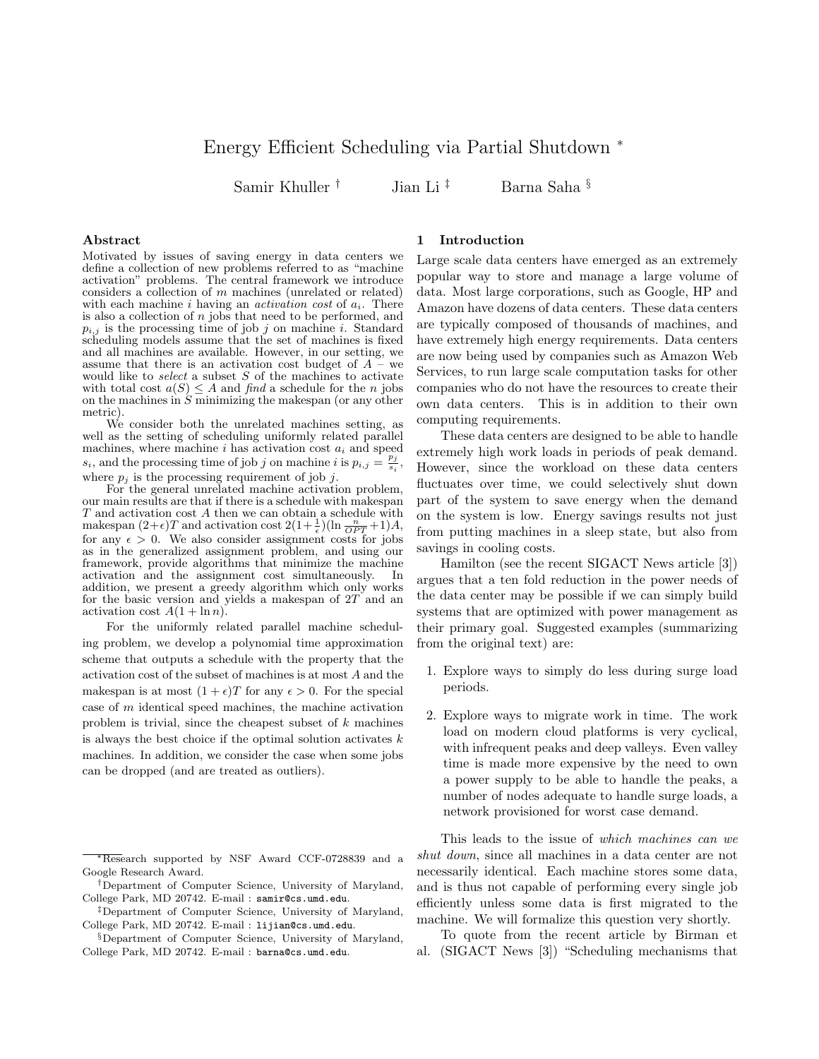// Energy Efficient Scheduling via Partial Shutdown

# Energy Efficient Scheduling via Partial Shutdown [*]

Samir Khuller [†] Jian Li [‡] Barna Saha [§]

## Abstract

Motivated by issues of saving energy in data centers we define a collection of new problems referred to as "machine activation" problems. The central framework we introduce considers a collection of $m$ machines (unrelated or related) with each machine $i$ having an *activation cost* of $a_i$. There is also a collection of $n$ jobs that need to be performed, and $p_{i,j}$ is the processing time of job $j$ on machine $i$. Standard scheduling models assume that the set of machines is fixed and all machines are available. However, in our setting, we assume that there is an activation cost budget of $A$ – we would like to *select* a subset $S$ of the machines to activate with total cost $a(S) \leq A$ and *find* a schedule for the $n$ jobs on the machines in $S$ minimizing the makespan (or any other metric).

We consider both the unrelated machines setting, as well as the setting of scheduling uniformly related parallel machines, where machine $i$ has activation cost $a_i$ and speed $s_i$, and the processing time of job $j$ on machine $i$ is $p_{i,j} = \frac{p_j}{s_i}$, where $p_j$ is the processing requirement of job $j$.

For the general unrelated machine activation problem, our main results are that if there is a schedule with makespan $T$ and activation cost $A$ then we can obtain a schedule with makespan $(2+\epsilon)T$ and activation cost $2(1+\frac{1}{\epsilon})(\ln \frac{n}{OPT}+1)A$, for any $\epsilon > 0$. We also consider assignment costs for jobs as in the generalized assignment problem, and using our framework, provide algorithms that minimize the machine activation and the assignment cost simultaneously. In addition, we present a greedy algorithm which only works for the basic version and yields a makespan of $2T$ and an activation cost $A(1+\ln n)$.

For the uniformly related parallel machine scheduling problem, we develop a polynomial time approximation scheme that outputs a schedule with the property that the activation cost of the subset of machines is at most $A$ and the makespan is at most $(1+\epsilon)T$ for any $\epsilon > 0$. For the special case of $m$ identical speed machines, the machine activation problem is trivial, since the cheapest subset of $k$ machines is always the best choice if the optimal solution activates $k$ machines. In addition, we consider the case when some jobs can be dropped (and are treated as outliers).

## 1 Introduction

Large scale data centers have emerged as an extremely popular way to store and manage a large volume of data. Most large corporations, such as Google, HP and Amazon have dozens of data centers. These data centers are typically composed of thousands of machines, and have extremely high energy requirements. Data centers are now being used by companies such as Amazon Web Services, to run large scale computation tasks for other companies who do not have the resources to create their own data centers. This is in addition to their own computing requirements.

These data centers are designed to be able to handle extremely high work loads in periods of peak demand. However, since the workload on these data centers fluctuates over time, we could selectively shut down part of the system to save energy when the demand on the system is low. Energy savings results not just from putting machines in a sleep state, but also from savings in cooling costs.

Hamilton (see the recent SIGACT News article [3]) argues that a ten fold reduction in the power needs of the data center may be possible if we can simply build systems that are optimized with power management as their primary goal. Suggested examples (summarizing from the original text) are:

1. Explore ways to simply do less during surge load periods.
2. Explore ways to migrate work in time. The work load on modern cloud platforms is very cyclical, with infrequent peaks and deep valleys. Even valley time is made more expensive by the need to own a power supply to be able to handle the peaks, a number of nodes adequate to handle surge loads, a network provisioned for worst case demand.

This leads to the issue of *which machines can we shut down*, since all machines in a data center are not necessarily identical. Each machine stores some data, and is thus not capable of performing every single job efficiently unless some data is first migrated to the machine. We will formalize this question very shortly.

To quote from the recent article by Birman et al. (SIGACT News [3]) "Scheduling mechanisms that

---

[*] Research supported by NSF Award CCF-0728839 and a Google Research Award.

[†] Department of Computer Science, University of Maryland, College Park, MD 20742. E-mail : samir@cs.umd.edu.

[‡] Department of Computer Science, University of Maryland, College Park, MD 20742. E-mail : lijian@cs.umd.edu.

[§] Department of Computer Science, University of Maryland, College Park, MD 20742. E-mail : barna@cs.umd.edu.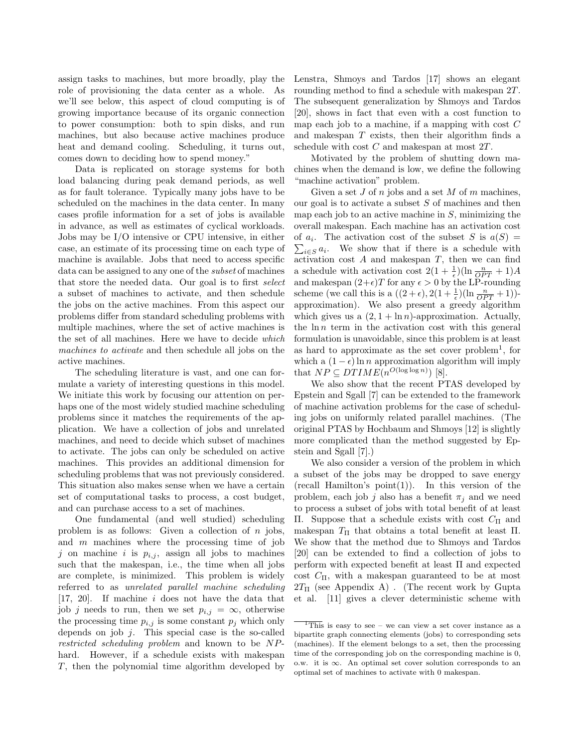assign tasks to machines, but more broadly, play the role of provisioning the data center as a whole. As we'll see below, this aspect of cloud computing is of growing importance because of its organic connection to power consumption: both to spin disks, and run machines, but also because active machines produce heat and demand cooling. Scheduling, it turns out, comes down to deciding how to spend money."

Data is replicated on storage systems for both load balancing during peak demand periods, as well as for fault tolerance. Typically many jobs have to be scheduled on the machines in the data center. In many cases profile information for a set of jobs is available in advance, as well as estimates of cyclical workloads. Jobs may be I/O intensive or CPU intensive, in either case, an estimate of its processing time on each type of machine is available. Jobs that need to access specific data can be assigned to any one of the *subset* of machines that store the needed data. Our goal is to first *select* a subset of machines to activate, and then schedule the jobs on the active machines. From this aspect our problems differ from standard scheduling problems with multiple machines, where the set of active machines is the set of all machines. Here we have to decide *which machines to activate* and then schedule all jobs on the active machines.

The scheduling literature is vast, and one can formulate a variety of interesting questions in this model. We initiate this work by focusing our attention on perhaps one of the most widely studied machine scheduling problems since it matches the requirements of the application. We have a collection of jobs and unrelated machines, and need to decide which subset of machines to activate. The jobs can only be scheduled on active machines. This provides an additional dimension for scheduling problems that was not previously considered. This situation also makes sense when we have a certain set of computational tasks to process, a cost budget, and can purchase access to a set of machines.

One fundamental (and well studied) scheduling problem is as follows: Given a collection of $n$ jobs, and $m$ machines where the processing time of job $j$ on machine $i$ is $p_{i,j}$, assign all jobs to machines such that the makespan, i.e., the time when all jobs are complete, is minimized. This problem is widely referred to as *unrelated parallel machine scheduling* [17, 20]. If machine $i$ does not have the data that job $j$ needs to run, then we set $p_{i,j} = \infty$, otherwise the processing time $p_{i,j}$ is some constant $p_j$ which only depends on job $j$. This special case is the so-called *restricted scheduling problem* and known to be $NP$-hard. However, if a schedule exists with makespan $T$, then the polynomial time algorithm developed by Lenstra, Shmoys and Tardos [17] shows an elegant rounding method to find a schedule with makespan $2T$. The subsequent generalization by Shmoys and Tardos [20], shows in fact that even with a cost function to map each job to a machine, if a mapping with cost $C$ and makespan $T$ exists, then their algorithm finds a schedule with cost $C$ and makespan at most $2T$.

Motivated by the problem of shutting down machines when the demand is low, we define the following "machine activation" problem.

Given a set $J$ of $n$ jobs and a set $M$ of $m$ machines, our goal is to activate a subset $S$ of machines and then map each job to an active machine in $S$, minimizing the overall makespan. Each machine has an activation cost of $a_i$. The activation cost of the subset $S$ is $a(S) = \sum_{i \in S} a_i$. We show that if there is a schedule with activation cost $A$ and makespan $T$, then we can find a schedule with activation cost $2(1+\frac{1}{\epsilon})(\ln \frac{n}{OPT}+1)A$ and makespan $(2+\epsilon)T$ for any $\epsilon > 0$ by the LP-rounding scheme (we call this is a $((2+\epsilon), 2(1+\frac{1}{\epsilon})(\ln \frac{n}{OPT}+1))$-approximation). We also present a greedy algorithm which gives us a $(2, 1+\ln n)$-approximation. Actually, the $\ln n$ term in the activation cost with this general formulation is unavoidable, since this problem is at least as hard to approximate as the set cover problem[1], for which a $(1-\epsilon)\ln n$ approximation algorithm will imply that $NP \subseteq DTIME(n^{O(\log \log n)})$ [8].

We also show that the recent PTAS developed by Epstein and Sgall [7] can be extended to the framework of machine activation problems for the case of scheduling jobs on uniformly related parallel machines. (The original PTAS by Hochbaum and Shmoys [12] is slightly more complicated than the method suggested by Epstein and Sgall [7].)

We also consider a version of the problem in which a subset of the jobs may be dropped to save energy (recall Hamilton's point(1)). In this version of the problem, each job $j$ also has a benefit $\pi_j$ and we need to process a subset of jobs with total benefit of at least $\Pi$. Suppose that a schedule exists with cost $C_\Pi$ and makespan $T_\Pi$ that obtains a total benefit at least $\Pi$. We show that the method due to Shmoys and Tardos [20] can be extended to find a collection of jobs to perform with expected benefit at least $\Pi$ and expected cost $C_\Pi$, with a makespan guaranteed to be at most $2T_\Pi$ (see Appendix A) . (The recent work by Gupta et al. [11] gives a clever deterministic scheme with

[1] This is easy to see – we can view a set cover instance as a bipartite graph connecting elements (jobs) to corresponding sets (machines). If the element belongs to a set, then the processing time of the corresponding job on the corresponding machine is 0, o.w. it is $\infty$. An optimal set cover solution corresponds to an optimal set of machines to activate with 0 makespan.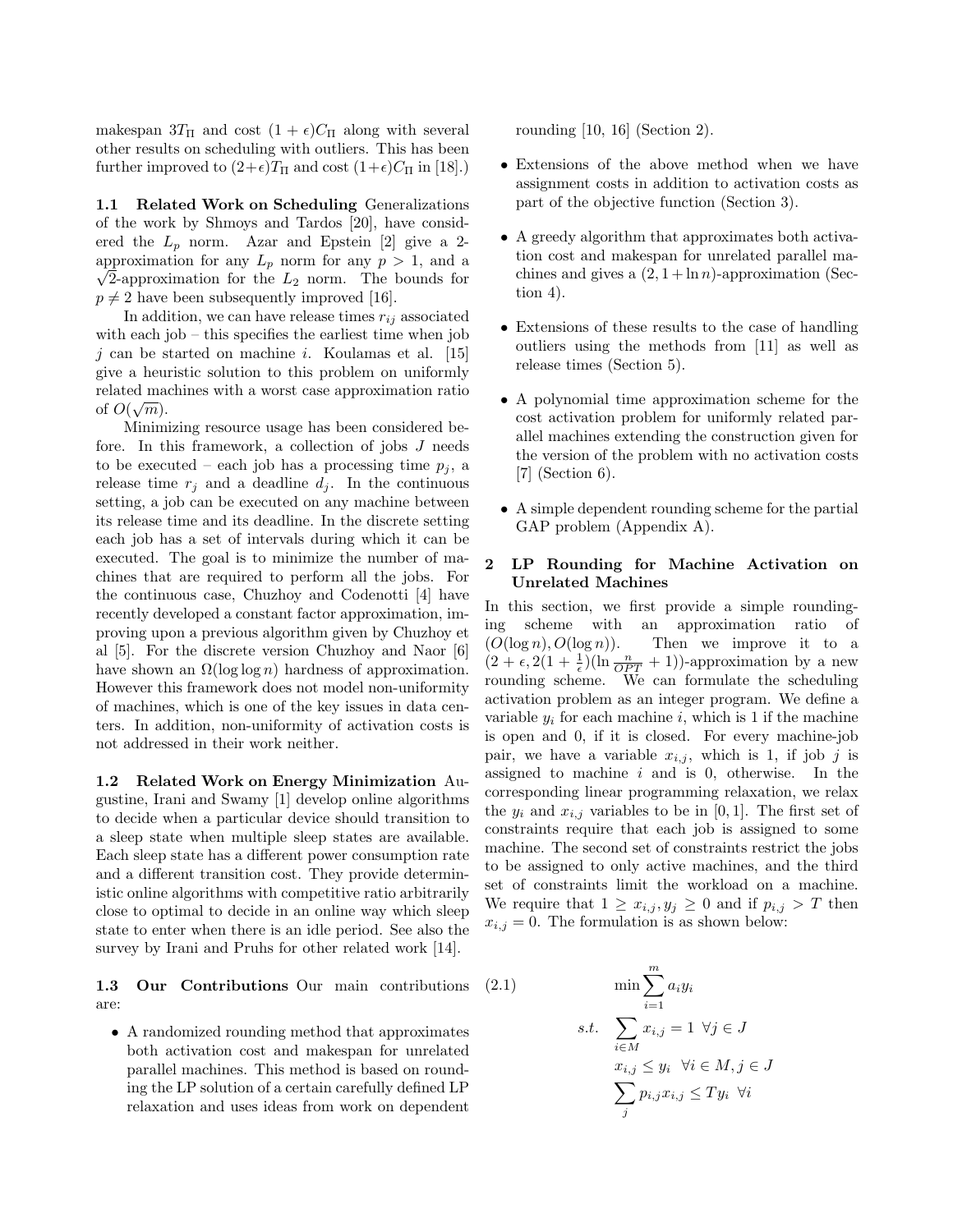makespan $3T_\Pi$ and cost $(1+\epsilon)C_\Pi$ along with several other results on scheduling with outliers. This has been further improved to $(2+\epsilon)T_\Pi$ and cost $(1+\epsilon)C_\Pi$ in [18].)

**1.1 Related Work on Scheduling** Generalizations of the work by Shmoys and Tardos [20], have considered the $L_p$ norm. Azar and Epstein [2] give a 2-approximation for any $L_p$ norm for any $p > 1$, and a $\sqrt{2}$-approximation for the $L_2$ norm. The bounds for $p \neq 2$ have been subsequently improved [16].

In addition, we can have release times $r_{ij}$ associated with each job – this specifies the earliest time when job $j$ can be started on machine $i$. Koulamas et al. [15] give a heuristic solution to this problem on uniformly related machines with a worst case approximation ratio of $O(\sqrt{m})$.

Minimizing resource usage has been considered before. In this framework, a collection of jobs $J$ needs to be executed – each job has a processing time $p_j$, a release time $r_j$ and a deadline $d_j$. In the continuous setting, a job can be executed on any machine between its release time and its deadline. In the discrete setting each job has a set of intervals during which it can be executed. The goal is to minimize the number of machines that are required to perform all the jobs. For the continuous case, Chuzhoy and Codenotti [4] have recently developed a constant factor approximation, improving upon a previous algorithm given by Chuzhoy et al [5]. For the discrete version Chuzhoy and Naor [6] have shown an $\Omega(\log \log n)$ hardness of approximation. However this framework does not model non-uniformity of machines, which is one of the key issues in data centers. In addition, non-uniformity of activation costs is not addressed in their work neither.

**1.2 Related Work on Energy Minimization** Augustine, Irani and Swamy [1] develop online algorithms to decide when a particular device should transition to a sleep state when multiple sleep states are available. Each sleep state has a different power consumption rate and a different transition cost. They provide deterministic online algorithms with competitive ratio arbitrarily close to optimal to decide in an online way which sleep state to enter when there is an idle period. See also the survey by Irani and Pruhs for other related work [14].

**1.3 Our Contributions** Our main contributions are:

- A randomized rounding method that approximates both activation cost and makespan for unrelated parallel machines. This method is based on rounding the LP solution of a certain carefully defined LP relaxation and uses ideas from work on dependent rounding [10, 16] (Section 2).
- Extensions of the above method when we have assignment costs in addition to activation costs as part of the objective function (Section 3).
- A greedy algorithm that approximates both activation cost and makespan for unrelated parallel machines and gives a $(2, 1 + \ln n)$-approximation (Section 4).
- Extensions of these results to the case of handling outliers using the methods from [11] as well as release times (Section 5).
- A polynomial time approximation scheme for the cost activation problem for uniformly related parallel machines extending the construction given for the version of the problem with no activation costs [7] (Section 6).
- A simple dependent rounding scheme for the partial GAP problem (Appendix A).

## 2 LP Rounding for Machine Activation on Unrelated Machines

In this section, we first provide a simple rounding scheme with an approximation ratio of $(O(\log n), O(\log n))$. Then we improve it to a $(2 + \epsilon, 2(1 + \frac{1}{\epsilon})(\ln \frac{n}{OPT} + 1))$-approximation by a new rounding scheme. We can formulate the scheduling activation problem as an integer program. We define a variable $y_i$ for each machine $i$, which is 1 if the machine is open and 0, if it is closed. For every machine-job pair, we have a variable $x_{i,j}$, which is 1, if job $j$ is assigned to machine $i$ and is 0, otherwise. In the corresponding linear programming relaxation, we relax the $y_i$ and $x_{i,j}$ variables to be in $[0, 1]$. The first set of constraints require that each job is assigned to some machine. The second set of constraints restrict the jobs to be assigned to only active machines, and the third set of constraints limit the workload on a machine. We require that $1 \geq x_{i,j}, y_j \geq 0$ and if $p_{i,j} > T$ then $x_{i,j} = 0$. The formulation is as shown below:

$$
\begin{aligned}
(2.1) \qquad & \min \sum_{i=1}^{m} a_i y_i \\
s.t. \quad & \sum_{i \in M} x_{i,j} = 1 \ \ \forall j \in J \\
& x_{i,j} \leq y_i \ \ \forall i \in M, j \in J \\
& \sum_{j} p_{i,j} x_{i,j} \leq T y_i \ \ \forall i
\end{aligned}
$$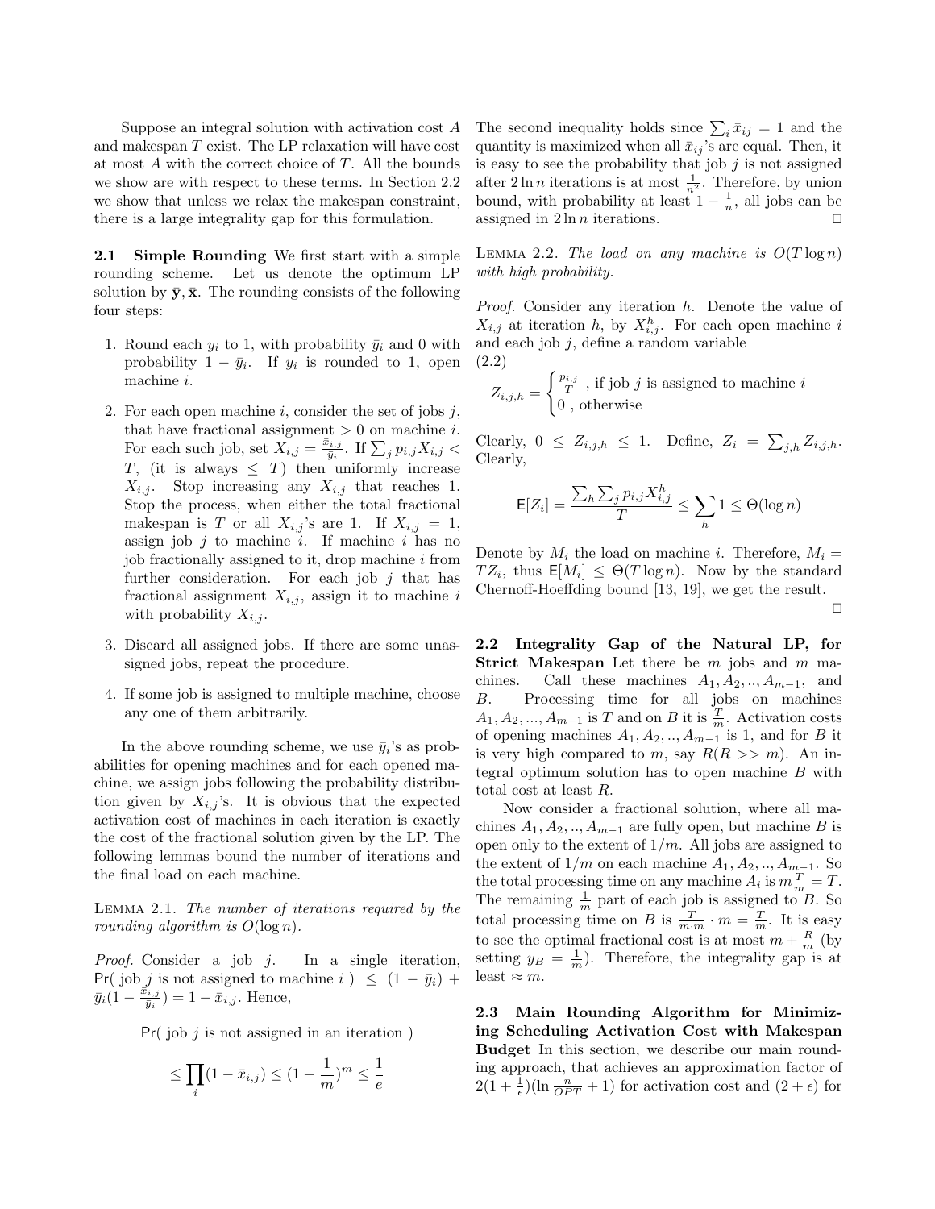Suppose an integral solution with activation cost $A$ and makespan $T$ exist. The LP relaxation will have cost at most $A$ with the correct choice of $T$. All the bounds we show are with respect to these terms. In Section 2.2 we show that unless we relax the makespan constraint, there is a large integrality gap for this formulation.

**2.1 Simple Rounding** We first start with a simple rounding scheme. Let us denote the optimum LP solution by $\bar{\mathbf{y}}, \bar{\mathbf{x}}$. The rounding consists of the following four steps:

1. Round each $y_i$ to 1, with probability $\bar{y}_i$ and 0 with probability $1 - \bar{y}_i$. If $y_i$ is rounded to 1, open machine $i$.
2. For each open machine $i$, consider the set of jobs $j$, that have fractional assignment $> 0$ on machine $i$. For each such job, set $X_{i,j} = \frac{\bar{x}_{i,j}}{\bar{y}_i}$. If $\sum_j p_{i,j} X_{i,j} < T$, (it is always $\le T$) then uniformly increase $X_{i,j}$. Stop increasing any $X_{i,j}$ that reaches 1. Stop the process, when either the total fractional makespan is $T$ or all $X_{i,j}$'s are 1. If $X_{i,j} = 1$, assign job $j$ to machine $i$. If machine $i$ has no job fractionally assigned to it, drop machine $i$ from further consideration. For each job $j$ that has fractional assignment $X_{i,j}$, assign it to machine $i$ with probability $X_{i,j}$.
3. Discard all assigned jobs. If there are some unassigned jobs, repeat the procedure.
4. If some job is assigned to multiple machine, choose any one of them arbitrarily.

In the above rounding scheme, we use $\bar{y}_i$'s as probabilities for opening machines and for each opened machine, we assign jobs following the probability distribution given by $X_{i,j}$'s. It is obvious that the expected activation cost of machines in each iteration is exactly the cost of the fractional solution given by the LP. The following lemmas bound the number of iterations and the final load on each machine.

LEMMA 2.1. *The number of iterations required by the rounding algorithm is $O(\log n)$.*

*Proof.* Consider a job $j$. In a single iteration, $\mathsf{Pr}($ job $j$ is not assigned to machine $i$ $) \le (1 - \bar{y}_i) + \bar{y}_i(1 - \frac{\bar{x}_{i,j}}{\bar{y}_i}) = 1 - \bar{x}_{i,j}$. Hence,

$$\mathsf{Pr}(\text{ job } j \text{ is not assigned in an iteration })$$

$$\le \prod_i (1 - \bar{x}_{i,j}) \le (1 - \frac{1}{m})^m \le \frac{1}{e}$$

The second inequality holds since $\sum_i \bar{x}_{ij} = 1$ and the quantity is maximized when all $\bar{x}_{ij}$'s are equal. Then, it is easy to see the probability that job $j$ is not assigned after $2 \ln n$ iterations is at most $\frac{1}{n^2}$. Therefore, by union bound, with probability at least $1 - \frac{1}{n}$, all jobs can be assigned in $2 \ln n$ iterations. □

LEMMA 2.2. *The load on any machine is $O(T \log n)$ with high probability.*

*Proof.* Consider any iteration $h$. Denote the value of $X_{i,j}$ at iteration $h$, by $X^h_{i,j}$. For each open machine $i$ and each job $j$, define a random variable

(2.2)
$$Z_{i,j,h} = \begin{cases} \frac{p_{i,j}}{T} \text{ , if job } j \text{ is assigned to machine } i \\ 0 \text{ , otherwise} \end{cases}$$

Clearly, $0 \le Z_{i,j,h} \le 1$. Define, $Z_i = \sum_{j,h} Z_{i,j,h}$. Clearly,

$$\mathsf{E}[Z_i] = \frac{\sum_h \sum_j p_{i,j} X^h_{i,j}}{T} \le \sum_h 1 \le \Theta(\log n)$$

Denote by $M_i$ the load on machine $i$. Therefore, $M_i = T Z_i$, thus $\mathsf{E}[M_i] \le \Theta(T \log n)$. Now by the standard Chernoff-Hoeffding bound [13, 19], we get the result. □

**2.2 Integrality Gap of the Natural LP, for Strict Makespan** Let there be $m$ jobs and $m$ machines. Call these machines $A_1, A_2, .., A_{m-1}$, and $B$. Processing time for all jobs on machines $A_1, A_2, ..., A_{m-1}$ is $T$ and on $B$ it is $\frac{T}{m}$. Activation costs of opening machines $A_1, A_2, .., A_{m-1}$ is 1, and for $B$ it is very high compared to $m$, say $R (R >> m)$. An integral optimum solution has to open machine $B$ with total cost at least $R$.

Now consider a fractional solution, where all machines $A_1, A_2, .., A_{m-1}$ are fully open, but machine $B$ is open only to the extent of $1/m$. All jobs are assigned to the extent of $1/m$ on each machine $A_1, A_2, .., A_{m-1}$. So the total processing time on any machine $A_i$ is $m \frac{T}{m} = T$. The remaining $\frac{1}{m}$ part of each job is assigned to $B$. So total processing time on $B$ is $\frac{T}{m \cdot m} \cdot m = \frac{T}{m}$. It is easy to see the optimal fractional cost is at most $m + \frac{R}{m}$ (by setting $y_B = \frac{1}{m}$). Therefore, the integrality gap is at least $\approx m$.

**2.3 Main Rounding Algorithm for Minimizing Scheduling Activation Cost with Makespan Budget** In this section, we describe our main rounding approach, that achieves an approximation factor of $2(1 + \frac{1}{\epsilon})(\ln \frac{n}{OPT} + 1)$ for activation cost and $(2 + \epsilon)$ for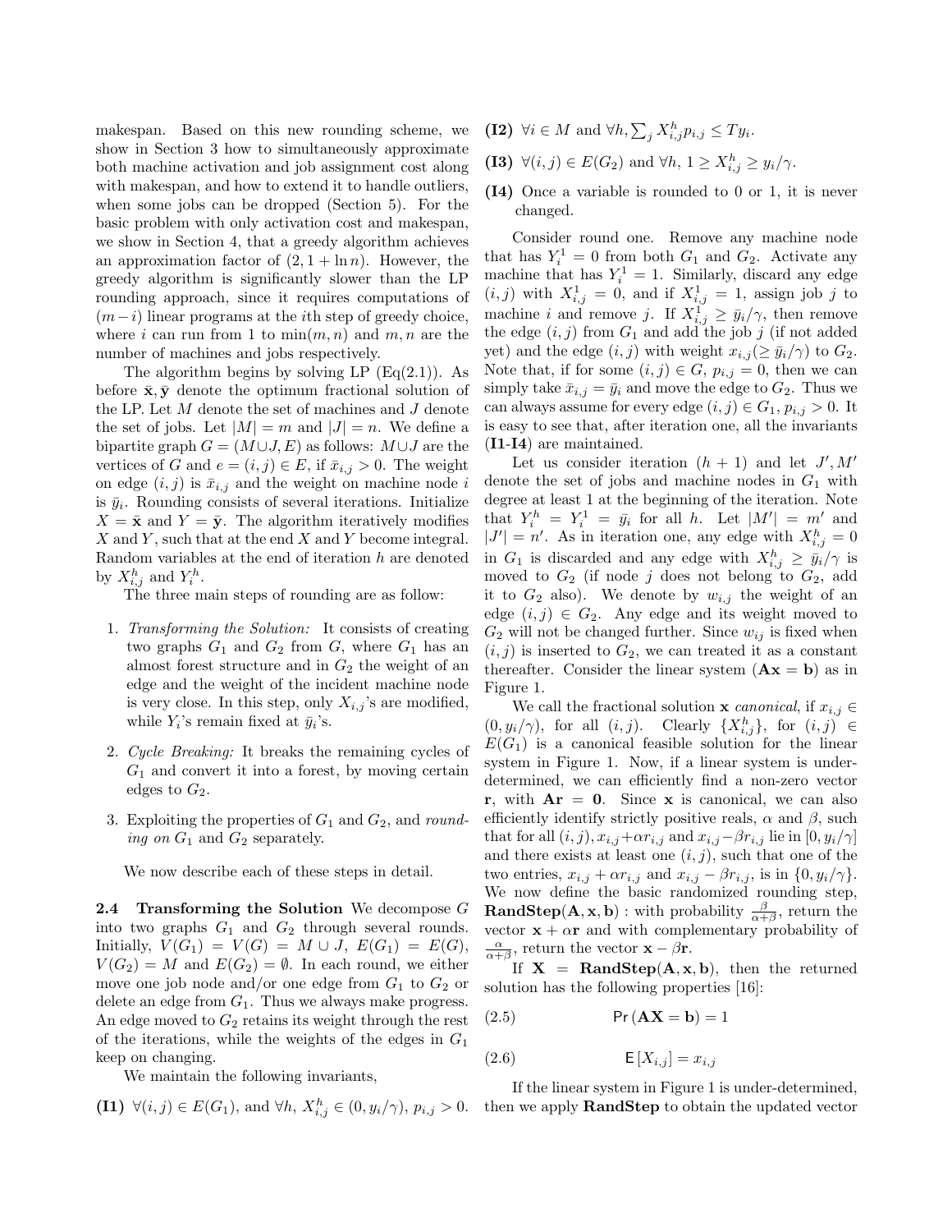makespan. Based on this new rounding scheme, we show in Section 3 how to simultaneously approximate both machine activation and job assignment cost along with makespan, and how to extend it to handle outliers, when some jobs can be dropped (Section 5). For the basic problem with only activation cost and makespan, we show in Section 4, that a greedy algorithm achieves an approximation factor of $(2, 1 + \ln n)$. However, the greedy algorithm is significantly slower than the LP rounding approach, since it requires computations of $(m-i)$ linear programs at the $i$th step of greedy choice, where $i$ can run from 1 to $\min(m, n)$ and $m, n$ are the number of machines and jobs respectively.

The algorithm begins by solving LP (Eq(2.1)). As before $\bar{\mathbf{x}}, \bar{\mathbf{y}}$ denote the optimum fractional solution of the LP. Let $M$ denote the set of machines and $J$ denote the set of jobs. Let $|M| = m$ and $|J| = n$. We define a bipartite graph $G = (M \cup J, E)$ as follows: $M \cup J$ are the vertices of $G$ and $e = (i, j) \in E$, if $\bar{x}_{i,j} > 0$. The weight on edge $(i, j)$ is $\bar{x}_{i,j}$ and the weight on machine node $i$ is $\bar{y}_i$. Rounding consists of several iterations. Initialize $X = \bar{\mathbf{x}}$ and $Y = \bar{\mathbf{y}}$. The algorithm iteratively modifies $X$ and $Y$, such that at the end $X$ and $Y$ become integral. Random variables at the end of iteration $h$ are denoted by $X^h_{i,j}$ and $Y^h_i$.

The three main steps of rounding are as follow:

1. *Transforming the Solution:* It consists of creating two graphs $G_1$ and $G_2$ from $G$, where $G_1$ has an almost forest structure and in $G_2$ the weight of an edge and the weight of the incident machine node is very close. In this step, only $X_{i,j}$'s are modified, while $Y_i$'s remain fixed at $\bar{y}_i$'s.
2. *Cycle Breaking:* It breaks the remaining cycles of $G_1$ and convert it into a forest, by moving certain edges to $G_2$.
3. Exploiting the properties of $G_1$ and $G_2$, and *rounding on* $G_1$ and $G_2$ separately.

We now describe each of these steps in detail.

**2.4 Transforming the Solution** We decompose $G$ into two graphs $G_1$ and $G_2$ through several rounds. Initially, $V(G_1) = V(G) = M \cup J$, $E(G_1) = E(G)$, $V(G_2) = M$ and $E(G_2) = \emptyset$. In each round, we either move one job node and/or one edge from $G_1$ to $G_2$ or delete an edge from $G_1$. Thus we always make progress. An edge moved to $G_2$ retains its weight through the rest of the iterations, while the weights of the edges in $G_1$ keep on changing.

We maintain the following invariants,

**(I1)** $\forall (i, j) \in E(G_1)$, and $\forall h$, $X^h_{i,j} \in (0, y_i/\gamma)$, $p_{i,j} > 0$.

**(I2)** $\forall i \in M$ and $\forall h, \sum_j X^h_{i,j} p_{i,j} \leq T y_i$.

**(I3)** $\forall (i, j) \in E(G_2)$ and $\forall h$, $1 \geq X^h_{i,j} \geq y_i/\gamma$.

**(I4)** Once a variable is rounded to 0 or 1, it is never changed.

Consider round one. Remove any machine node that has $Y^1_i = 0$ from both $G_1$ and $G_2$. Activate any machine that has $Y^1_i = 1$. Similarly, discard any edge $(i, j)$ with $X^1_{i,j} = 0$, and if $X^1_{i,j} = 1$, assign job $j$ to machine $i$ and remove $j$. If $X^1_{i,j} \geq \bar{y}_i/\gamma$, then remove the edge $(i, j)$ from $G_1$ and add the job $j$ (if not added yet) and the edge $(i, j)$ with weight $x_{i,j}(\geq \bar{y}_i/\gamma)$ to $G_2$. Note that, if for some $(i, j) \in G$, $p_{i,j} = 0$, then we can simply take $\bar{x}_{i,j} = \bar{y}_i$ and move the edge to $G_2$. Thus we can always assume for every edge $(i, j) \in G_1$, $p_{i,j} > 0$. It is easy to see that, after iteration one, all the invariants **(I1-I4)** are maintained.

Let us consider iteration $(h + 1)$ and let $J', M'$ denote the set of jobs and machine nodes in $G_1$ with degree at least 1 at the beginning of the iteration. Note that $Y^h_i = Y^1_i = \bar{y}_i$ for all $h$. Let $|M'| = m'$ and $|J'| = n'$. As in iteration one, any edge with $X^h_{i,j} = 0$ in $G_1$ is discarded and any edge with $X^h_{i,j} \geq \bar{y}_i/\gamma$ is moved to $G_2$ (if node $j$ does not belong to $G_2$, add it to $G_2$ also). We denote by $w_{i,j}$ the weight of an edge $(i, j) \in G_2$. Any edge and its weight moved to $G_2$ will not be changed further. Since $w_{ij}$ is fixed when $(i, j)$ is inserted to $G_2$, we can treated it as a constant thereafter. Consider the linear system $(\mathbf{Ax} = \mathbf{b})$ as in Figure 1.

We call the fractional solution $\mathbf{x}$ *canonical*, if $x_{i,j} \in (0, y_i/\gamma)$, for all $(i, j)$. Clearly $\{X^h_{i,j}\}$, for $(i, j) \in E(G_1)$ is a canonical feasible solution for the linear system in Figure 1. Now, if a linear system is under-determined, we can efficiently find a non-zero vector $\mathbf{r}$, with $\mathbf{Ar} = \mathbf{0}$. Since $\mathbf{x}$ is canonical, we can also efficiently identify strictly positive reals, $\alpha$ and $\beta$, such that for all $(i, j), x_{i,j} + \alpha r_{i,j}$ and $x_{i,j} - \beta r_{i,j}$ lie in $[0, y_i/\gamma]$ and there exists at least one $(i, j)$, such that one of the two entries, $x_{i,j} + \alpha r_{i,j}$ and $x_{i,j} - \beta r_{i,j}$, is in $\{0, y_i/\gamma\}$. We now define the basic randomized rounding step, **RandStep**$(\mathbf{A}, \mathbf{x}, \mathbf{b})$ : with probability $\frac{\beta}{\alpha+\beta}$, return the vector $\mathbf{x} + \alpha \mathbf{r}$ and with complementary probability of $\frac{\alpha}{\alpha+\beta}$, return the vector $\mathbf{x} - \beta \mathbf{r}$.

If $\mathbf{X} = \mathbf{RandStep}(\mathbf{A}, \mathbf{x}, \mathbf{b})$, then the returned solution has the following properties [16]:

$$\text{(2.5)} \qquad \Pr(\mathbf{AX} = \mathbf{b}) = 1$$

$$\text{(2.6)} \qquad \mathsf{E}[X_{i,j}] = x_{i,j}$$

If the linear system in Figure 1 is under-determined, then we apply **RandStep** to obtain the updated vector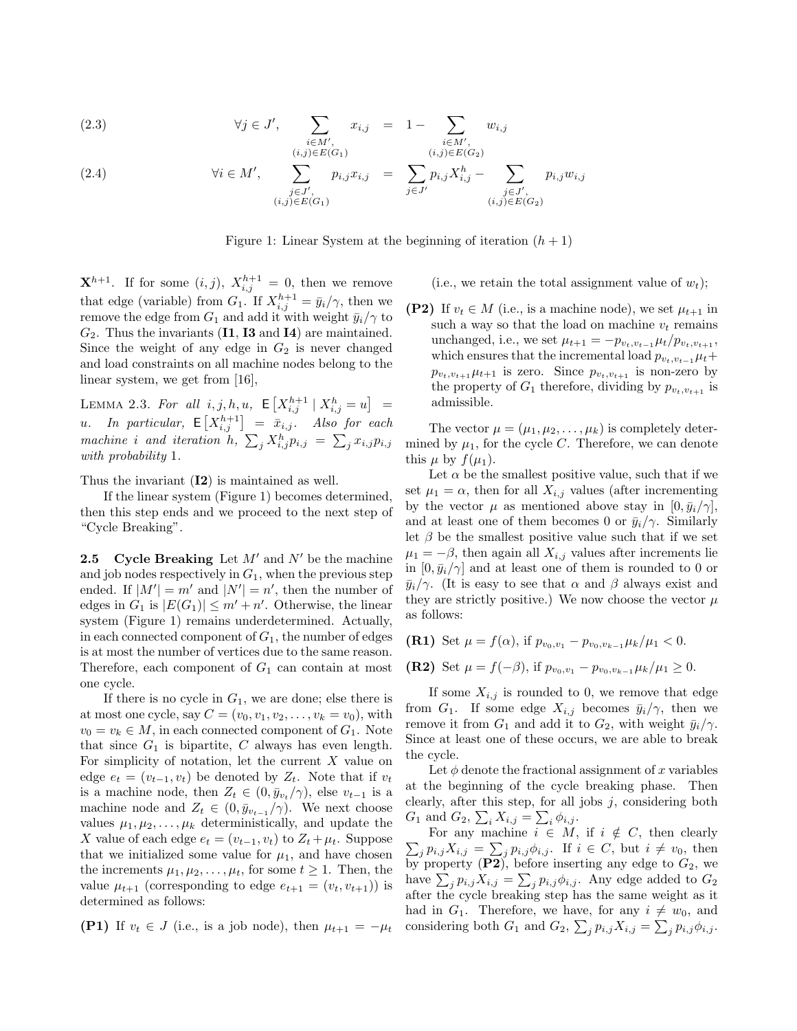$$\forall j \in J', \quad \sum_{\substack{i \in M', \\ (i,j) \in E(G_1)}} x_{i,j} = 1 - \sum_{\substack{i \in M', \\ (i,j) \in E(G_2)}} w_{i,j} \tag{2.3}$$

$$\forall i \in M', \quad \sum_{\substack{j \in J', \\ (i,j) \in E(G_1)}} p_{i,j} x_{i,j} = \sum_{j \in J'} p_{i,j} X^h_{i,j} - \sum_{\substack{j \in J', \\ (i,j) \in E(G_2)}} p_{i,j} w_{i,j} \tag{2.4}$$

Figure 1: Linear System at the beginning of iteration $(h+1)$

$\mathbf{X}^{h+1}$. If for some $(i,j)$, $X^{h+1}_{i,j} = 0$, then we remove that edge (variable) from $G_1$. If $X^{h+1}_{i,j} = \bar{y}_i/\gamma$, then we remove the edge from $G_1$ and add it with weight $\bar{y}_i/\gamma$ to $G_2$. Thus the invariants (**I1**, **I3** and **I4**) are maintained. Since the weight of any edge in $G_2$ is never changed and load constraints on all machine nodes belong to the linear system, we get from [16],

Lemma 2.3. *For all $i, j, h, u$, $\mathsf{E}\left[X^{h+1}_{i,j} \mid X^h_{i,j} = u\right] = u$. In particular, $\mathsf{E}\left[X^{h+1}_{i,j}\right] = \bar{x}_{i,j}$. Also for each machine $i$ and iteration $h$, $\sum_j X^h_{i,j} p_{i,j} = \sum_j x_{i,j} p_{i,j}$ with probability 1.*

Thus the invariant (**I2**) is maintained as well.

If the linear system (Figure 1) becomes determined, then this step ends and we proceed to the next step of "Cycle Breaking".

**2.5 Cycle Breaking** Let $M'$ and $N'$ be the machine and job nodes respectively in $G_1$, when the previous step ended. If $|M'| = m'$ and $|N'| = n'$, then the number of edges in $G_1$ is $|E(G_1)| \le m' + n'$. Otherwise, the linear system (Figure 1) remains underdetermined. Actually, in each connected component of $G_1$, the number of edges is at most the number of vertices due to the same reason. Therefore, each component of $G_1$ can contain at most one cycle.

If there is no cycle in $G_1$, we are done; else there is at most one cycle, say $C = (v_0, v_1, v_2, \ldots, v_k = v_0)$, with $v_0 = v_k \in M$, in each connected component of $G_1$. Note that since $G_1$ is bipartite, $C$ always has even length. For simplicity of notation, let the current $X$ value on edge $e_t = (v_{t-1}, v_t)$ be denoted by $Z_t$. Note that if $v_t$ is a machine node, then $Z_t \in (0, \bar{y}_{v_t}/\gamma)$, else $v_{t-1}$ is a machine node and $Z_t \in (0, \bar{y}_{v_{t-1}}/\gamma)$. We next choose values $\mu_1, \mu_2, \ldots, \mu_k$ deterministically, and update the $X$ value of each edge $e_t = (v_{t-1}, v_t)$ to $Z_t + \mu_t$. Suppose that we initialized some value for $\mu_1$, and have chosen the increments $\mu_1, \mu_2, \ldots, \mu_t$, for some $t \ge 1$. Then, the value $\mu_{t+1}$ (corresponding to edge $e_{t+1} = (v_t, v_{t+1})$) is determined as follows:

**(P1)** If $v_t \in J$ (i.e., is a job node), then $\mu_{t+1} = -\mu_t$ (i.e., we retain the total assignment value of $w_t$);

**(P2)** If $v_t \in M$ (i.e., is a machine node), we set $\mu_{t+1}$ in such a way so that the load on machine $v_t$ remains unchanged, i.e., we set $\mu_{t+1} = -p_{v_t,v_{t-1}}\mu_t/p_{v_t,v_{t+1}}$, which ensures that the incremental load $p_{v_t,v_{t-1}}\mu_t + p_{v_t,v_{t+1}}\mu_{t+1}$ is zero. Since $p_{v_t,v_{t+1}}$ is non-zero by the property of $G_1$ therefore, dividing by $p_{v_t,v_{t+1}}$ is admissible.

The vector $\mu = (\mu_1, \mu_2, \ldots, \mu_k)$ is completely determined by $\mu_1$, for the cycle $C$. Therefore, we can denote this $\mu$ by $f(\mu_1)$.

Let $\alpha$ be the smallest positive value, such that if we set $\mu_1 = \alpha$, then for all $X_{i,j}$ values (after incrementing by the vector $\mu$ as mentioned above stay in $[0, \bar{y}_i/\gamma]$, and at least one of them becomes 0 or $\bar{y}_i/\gamma$. Similarly let $\beta$ be the smallest positive value such that if we set $\mu_1 = -\beta$, then again all $X_{i,j}$ values after increments lie in $[0, \bar{y}_i/\gamma]$ and at least one of them is rounded to 0 or $\bar{y}_i/\gamma$. (It is easy to see that $\alpha$ and $\beta$ always exist and they are strictly positive.) We now choose the vector $\mu$ as follows:

**(R1)** Set $\mu = f(\alpha)$, if $p_{v_0,v_1} - p_{v_0,v_{k-1}}\mu_k/\mu_1 < 0$.

**(R2)** Set $\mu = f(-\beta)$, if $p_{v_0,v_1} - p_{v_0,v_{k-1}}\mu_k/\mu_1 \ge 0$.

If some $X_{i,j}$ is rounded to 0, we remove that edge from $G_1$. If some edge $X_{i,j}$ becomes $\bar{y}_i/\gamma$, then we remove it from $G_1$ and add it to $G_2$, with weight $\bar{y}_i/\gamma$. Since at least one of these occurs, we are able to break the cycle.

Let $\phi$ denote the fractional assignment of $x$ variables at the beginning of the cycle breaking phase. Then clearly, after this step, for all jobs $j$, considering both $G_1$ and $G_2$, $\sum_i X_{i,j} = \sum_i \phi_{i,j}$.

For any machine $i \in M$, if $i \notin C$, then clearly $\sum_j p_{i,j} X_{i,j} = \sum_j p_{i,j}\phi_{i,j}$. If $i \in C$, but $i \neq v_0$, then by property (**P2**), before inserting any edge to $G_2$, we have $\sum_j p_{i,j} X_{i,j} = \sum_j p_{i,j}\phi_{i,j}$. Any edge added to $G_2$ after the cycle breaking step has the same weight as it had in $G_1$. Therefore, for any $i \neq w_0$, and considering both $G_1$ and $G_2$, $\sum_j p_{i,j} X_{i,j} = \sum_j p_{i,j}\phi_{i,j}$.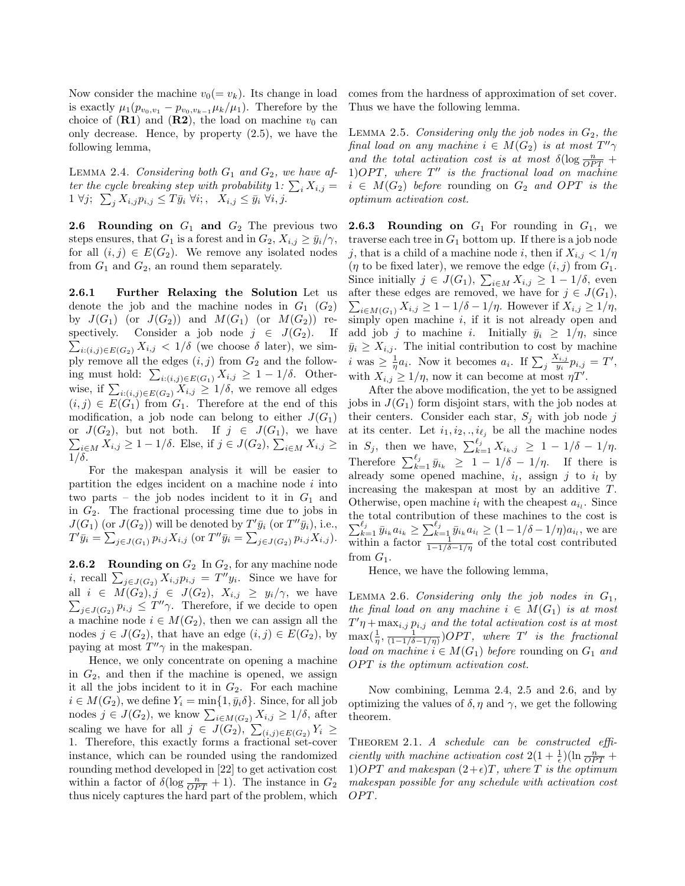Now consider the machine $v_0 (= v_k)$. Its change in load is exactly $\mu_1(p_{v_0,v_1} - p_{v_0,v_{k-1}}\mu_k/\mu_1)$. Therefore by the choice of (**R1**) and (**R2**), the load on machine $v_0$ can only decrease. Hence, by property (2.5), we have the following lemma,

Lemma 2.4. *Considering both $G_1$ and $G_2$, we have after the cycle breaking step with probability 1: $\sum_i X_{i,j} = 1\ \forall j$; $\sum_j X_{i,j}p_{i,j} \leq T\bar{y}_i\ \forall i$;, $X_{i,j} \leq \bar{y}_i\ \forall i,j$.*

**2.6 Rounding on $G_1$ and $G_2$** The previous two steps ensures, that $G_1$ is a forest and in $G_2$, $X_{i,j} \geq \bar{y}_i/\gamma$, for all $(i,j) \in E(G_2)$. We remove any isolated nodes from $G_1$ and $G_2$, an round them separately.

**2.6.1 Further Relaxing the Solution** Let us denote the job and the machine nodes in $G_1$ ($G_2$) by $J(G_1)$ (or $J(G_2)$) and $M(G_1)$ (or $M(G_2)$) respectively. Consider a job node $j \in J(G_2)$. If $\sum_{i:(i,j)\in E(G_2)} X_{i,j} < 1/\delta$ (we choose $\delta$ later), we simply remove all the edges $(i,j)$ from $G_2$ and the following must hold: $\sum_{i:(i,j)\in E(G_1)} X_{i,j} \geq 1 - 1/\delta$. Otherwise, if $\sum_{i:(i,j)\in E(G_2)} X_{i,j} \geq 1/\delta$, we remove all edges $(i,j) \in E(G_1)$ from $G_1$. Therefore at the end of this modification, a job node can belong to either $J(G_1)$ or $J(G_2)$, but not both. If $j \in J(G_1)$, we have $\sum_{i\in M} X_{i,j} \geq 1 - 1/\delta$. Else, if $j \in J(G_2)$, $\sum_{i\in M} X_{i,j} \geq 1/\delta$.

For the makespan analysis it will be easier to partition the edges incident on a machine node $i$ into two parts – the job nodes incident to it in $G_1$ and in $G_2$. The fractional processing time due to jobs in $J(G_1)$ (or $J(G_2)$) will be denoted by $T'\bar{y}_i$ (or $T''\bar{y}_i$), i.e., $T'\bar{y}_i = \sum_{j\in J(G_1)} p_{i,j}X_{i,j}$ (or $T''\bar{y}_i = \sum_{j\in J(G_2)} p_{i,j}X_{i,j}$).

**2.6.2 Rounding on $G_2$** In $G_2$, for any machine node $i$, recall $\sum_{j\in J(G_2)} X_{i,j}p_{i,j} = T''y_i$. Since we have for all $i \in M(G_2), j \in J(G_2)$, $X_{i,j} \geq y_i/\gamma$, we have $\sum_{j\in J(G_2)} p_{i,j} \leq T''\gamma$. Therefore, if we decide to open a machine node $i \in M(G_2)$, then we can assign all the nodes $j \in J(G_2)$, that have an edge $(i,j) \in E(G_2)$, by paying at most $T''\gamma$ in the makespan.

Hence, we only concentrate on opening a machine in $G_2$, and then if the machine is opened, we assign it all the jobs incident to it in $G_2$. For each machine $i \in M(G_2)$, we define $Y_i = \min\{1, \bar{y}_i\delta\}$. Since, for all job nodes $j \in J(G_2)$, we know $\sum_{i\in M(G_2)} X_{i,j} \geq 1/\delta$, after scaling we have for all $j \in J(G_2)$, $\sum_{(i,j)\in E(G_2)} Y_i \geq 1$. Therefore, this exactly forms a fractional set-cover instance, which can be rounded using the randomized rounding method developed in [22] to get activation cost within a factor of $\delta(\log \frac{n}{OPT} + 1)$. The instance in $G_2$ thus nicely captures the hard part of the problem, which comes from the hardness of approximation of set cover. Thus we have the following lemma.

Lemma 2.5. *Considering only the job nodes in $G_2$, the final load on any machine $i \in M(G_2)$ is at most $T''\gamma$ and the total activation cost is at most $\delta(\log \frac{n}{OPT} + 1)OPT$, where $T''$ is the fractional load on machine $i \in M(G_2)$ before rounding on $G_2$ and $OPT$ is the optimum activation cost.*

**2.6.3 Rounding on $G_1$** For rounding in $G_1$, we traverse each tree in $G_1$ bottom up. If there is a job node $j$, that is a child of a machine node $i$, then if $X_{i,j} < 1/\eta$ ($\eta$ to be fixed later), we remove the edge $(i,j)$ from $G_1$. Since initially $j \in J(G_1)$, $\sum_{i\in M} X_{i,j} \geq 1 - 1/\delta$, even after these edges are removed, we have for $j \in J(G_1)$, $\sum_{i\in M(G_1)} X_{i,j} \geq 1 - 1/\delta - 1/\eta$. However if $X_{i,j} \geq 1/\eta$, simply open machine $i$, if it is not already open and add job $j$ to machine $i$. Initially $\bar{y}_i \geq 1/\eta$, since $\bar{y}_i \geq X_{i,j}$. The initial contribution to cost by machine $i$ was $\geq \frac{1}{\eta}a_i$. Now it becomes $a_i$. If $\sum_j \frac{X_{i,j}}{y_i}p_{i,j} = T'$, with $X_{i,j} \geq 1/\eta$, now it can become at most $\eta T'$.

After the above modification, the yet to be assigned jobs in $J(G_1)$ form disjoint stars, with the job nodes at their centers. Consider each star, $S_j$ with job node $j$ at its center. Let $i_1, i_2, .., i_{\ell_j}$ be all the machine nodes in $S_j$, then we have, $\sum_{k=1}^{\ell_j} X_{i_k,j} \geq 1 - 1/\delta - 1/\eta$. Therefore $\sum_{k=1}^{\ell_j} \bar{y}_{i_k} \geq 1 - 1/\delta - 1/\eta$. If there is already some opened machine, $i_l$, assign $j$ to $i_l$ by increasing the makespan at most by an additive $T$. Otherwise, open machine $i_l$ with the cheapest $a_{i_l}$. Since the total contribution of these machines to the cost is $\sum_{k=1}^{\ell_j} \bar{y}_{i_k}a_{i_k} \geq \sum_{k=1}^{\ell_j} \bar{y}_{i_k}a_{i_l} \geq (1 - 1/\delta - 1/\eta)a_{i_l}$, we are within a factor $\frac{1}{1-1/\delta-1/\eta}$ of the total cost contributed from $G_1$.

Hence, we have the following lemma,

Lemma 2.6. *Considering only the job nodes in $G_1$, the final load on any machine $i \in M(G_1)$ is at most $T'\eta + \max_{i,j} p_{i,j}$ and the total activation cost is at most $\max(\frac{1}{\eta}, \frac{1}{(1-1/\delta-1/\eta)})OPT$, where $T'$ is the fractional load on machine $i \in M(G_1)$ before rounding on $G_1$ and $OPT$ is the optimum activation cost.*

Now combining, Lemma 2.4, 2.5 and 2.6, and by optimizing the values of $\delta, \eta$ and $\gamma$, we get the following theorem.

Theorem 2.1. *A schedule can be constructed efficiently with machine activation cost $2(1 + \frac{1}{\epsilon})(\ln \frac{n}{OPT} + 1)OPT$ and makespan $(2+\epsilon)T$, where $T$ is the optimum makespan possible for any schedule with activation cost $OPT$.*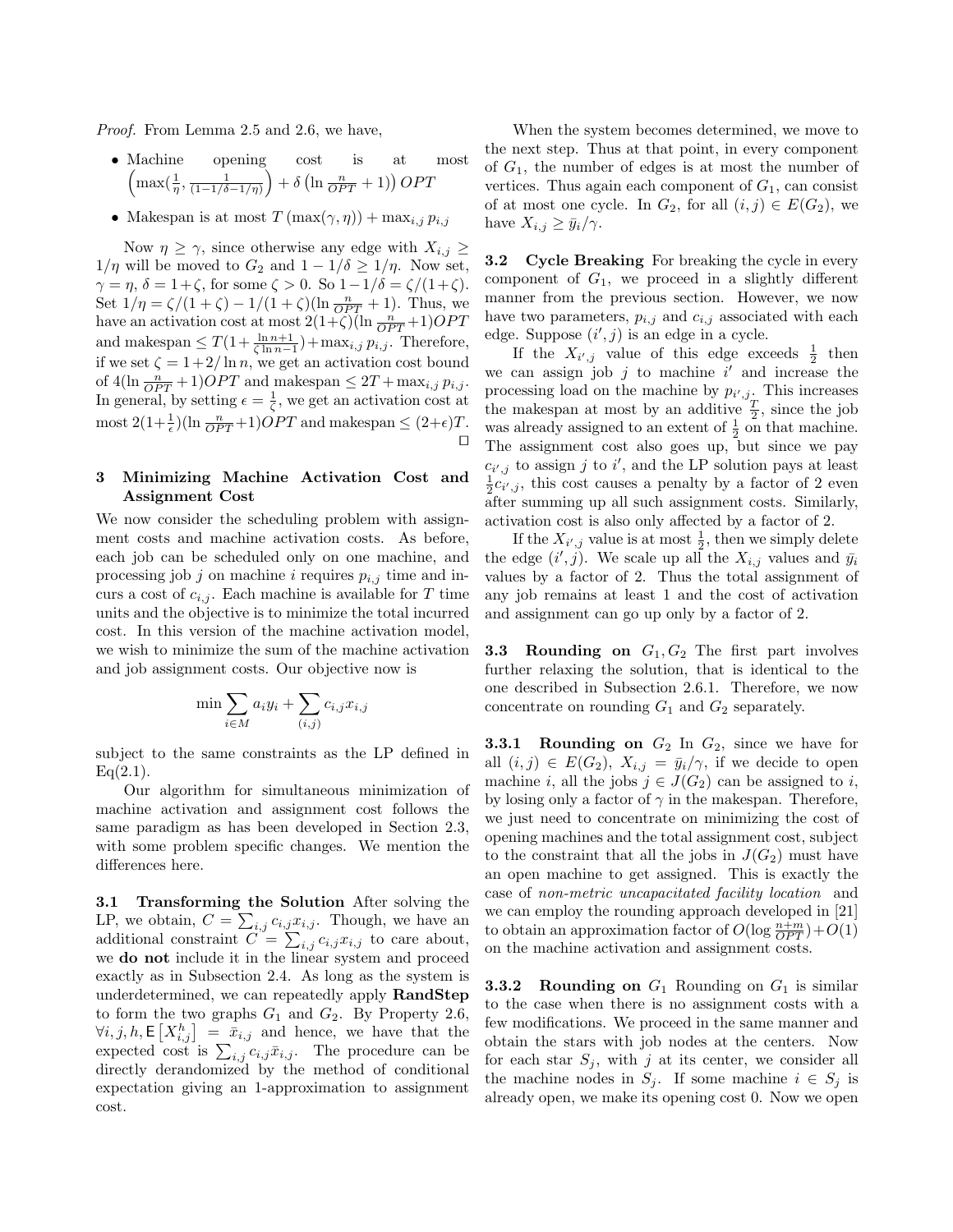*Proof.* From Lemma 2.5 and 2.6, we have,

- Machine opening cost is at most $\left(\max(\frac{1}{\eta}, \frac{1}{(1-1/\delta-1/\eta)}\right) + \delta\left(\ln\frac{n}{OPT}+1\right)\right) OPT$
- Makespan is at most $T\left(\max(\gamma, \eta)\right) + \max_{i,j} p_{i,j}$

Now $\eta \geq \gamma$, since otherwise any edge with $X_{i,j} \geq 1/\eta$ will be moved to $G_2$ and $1 - 1/\delta \geq 1/\eta$. Now set, $\gamma = \eta$, $\delta = 1+\zeta$, for some $\zeta > 0$. So $1-1/\delta = \zeta/(1+\zeta)$. Set $1/\eta = \zeta/(1+\zeta) - 1/(1+\zeta)(\ln\frac{n}{OPT}+1)$. Thus, we have an activation cost at most $2(1+\zeta)(\ln\frac{n}{OPT}+1)OPT$ and makespan $\leq T(1+\frac{\ln n+1}{\zeta \ln n-1}) + \max_{i,j} p_{i,j}$. Therefore, if we set $\zeta = 1+2/\ln n$, we get an activation cost bound of $4(\ln\frac{n}{OPT}+1)OPT$ and makespan $\leq 2T + \max_{i,j} p_{i,j}$. In general, by setting $\epsilon = \frac{1}{\zeta}$, we get an activation cost at most $2(1+\frac{1}{\epsilon})(\ln\frac{n}{OPT}+1)OPT$ and makespan $\leq (2+\epsilon)T$. $\square$

## 3 Minimizing Machine Activation Cost and Assignment Cost

We now consider the scheduling problem with assignment costs and machine activation costs. As before, each job can be scheduled only on one machine, and processing job $j$ on machine $i$ requires $p_{i,j}$ time and incurs a cost of $c_{i,j}$. Each machine is available for $T$ time units and the objective is to minimize the total incurred cost. In this version of the machine activation model, we wish to minimize the sum of the machine activation and job assignment costs. Our objective now is

$$\min \sum_{i \in M} a_i y_i + \sum_{(i,j)} c_{i,j} x_{i,j}$$

subject to the same constraints as the LP defined in Eq(2.1).

Our algorithm for simultaneous minimization of machine activation and assignment cost follows the same paradigm as has been developed in Section 2.3, with some problem specific changes. We mention the differences here.

**3.1 Transforming the Solution** After solving the LP, we obtain, $C = \sum_{i,j} c_{i,j} x_{i,j}$. Though, we have an additional constraint $C = \sum_{i,j} c_{i,j} x_{i,j}$ to care about, we **do not** include it in the linear system and proceed exactly as in Subsection 2.4. As long as the system is underdetermined, we can repeatedly apply **RandStep** to form the two graphs $G_1$ and $G_2$. By Property 2.6, $\forall i,j,h, \mathsf{E}\left[X_{i,j}^h\right] = \bar{x}_{i,j}$ and hence, we have that the expected cost is $\sum_{i,j} c_{i,j}\bar{x}_{i,j}$. The procedure can be directly derandomized by the method of conditional expectation giving an 1-approximation to assignment cost.

When the system becomes determined, we move to the next step. Thus at that point, in every component of $G_1$, the number of edges is at most the number of vertices. Thus again each component of $G_1$, can consist of at most one cycle. In $G_2$, for all $(i,j) \in E(G_2)$, we have $X_{i,j} \geq \bar{y}_i/\gamma$.

**3.2 Cycle Breaking** For breaking the cycle in every component of $G_1$, we proceed in a slightly different manner from the previous section. However, we now have two parameters, $p_{i,j}$ and $c_{i,j}$ associated with each edge. Suppose $(i', j)$ is an edge in a cycle.

If the $X_{i',j}$ value of this edge exceeds $\frac{1}{2}$ then we can assign job $j$ to machine $i'$ and increase the processing load on the machine by $p_{i',j}$. This increases the makespan at most by an additive $\frac{T}{2}$, since the job was already assigned to an extent of $\frac{1}{2}$ on that machine. The assignment cost also goes up, but since we pay $c_{i',j}$ to assign $j$ to $i'$, and the LP solution pays at least $\frac{1}{2}c_{i',j}$, this cost causes a penalty by a factor of 2 even after summing up all such assignment costs. Similarly, activation cost is also only affected by a factor of 2.

If the $X_{i',j}$ value is at most $\frac{1}{2}$, then we simply delete the edge $(i', j)$. We scale up all the $X_{i,j}$ values and $\bar{y}_i$ values by a factor of 2. Thus the total assignment of any job remains at least 1 and the cost of activation and assignment can go up only by a factor of 2.

**3.3 Rounding on $G_1, G_2$** The first part involves further relaxing the solution, that is identical to the one described in Subsection 2.6.1. Therefore, we now concentrate on rounding $G_1$ and $G_2$ separately.

**3.3.1 Rounding on $G_2$** In $G_2$, since we have for all $(i,j) \in E(G_2)$, $X_{i,j} = \bar{y}_i/\gamma$, if we decide to open machine $i$, all the jobs $j \in J(G_2)$ can be assigned to $i$, by losing only a factor of $\gamma$ in the makespan. Therefore, we just need to concentrate on minimizing the cost of opening machines and the total assignment cost, subject to the constraint that all the jobs in $J(G_2)$ must have an open machine to get assigned. This is exactly the case of *non-metric uncapacitated facility location* and we can employ the rounding approach developed in [21] to obtain an approximation factor of $O(\log\frac{n+m}{OPT}) + O(1)$ on the machine activation and assignment costs.

**3.3.2 Rounding on $G_1$** Rounding on $G_1$ is similar to the case when there is no assignment costs with a few modifications. We proceed in the same manner and obtain the stars with job nodes at the centers. Now for each star $S_j$, with $j$ at its center, we consider all the machine nodes in $S_j$. If some machine $i \in S_j$ is already open, we make its opening cost 0. Now we open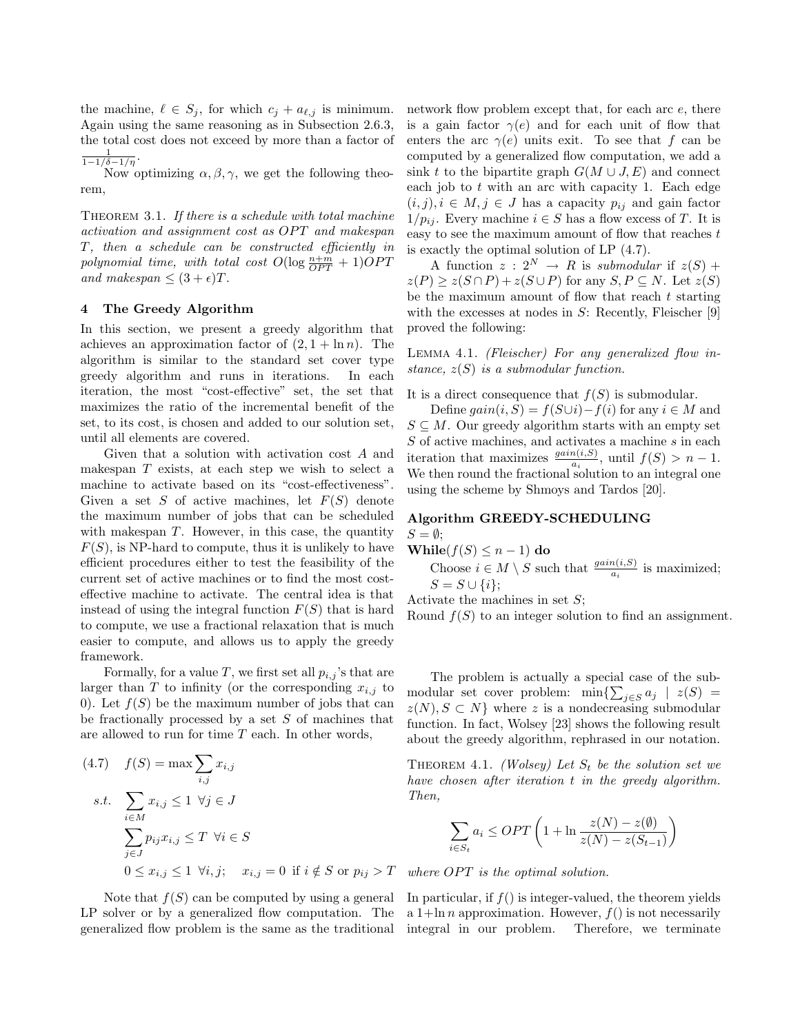the machine, $\ell \in S_j$, for which $c_j + a_{\ell,j}$ is minimum. Again using the same reasoning as in Subsection 2.6.3, the total cost does not exceed by more than a factor of $\frac{1}{1-1/\delta-1/\eta}$.

Now optimizing $\alpha, \beta, \gamma$, we get the following theorem,

THEOREM 3.1. *If there is a schedule with total machine activation and assignment cost as $OPT$ and makespan $T$, then a schedule can be constructed efficiently in polynomial time, with total cost $O(\log \frac{n+m}{OPT} + 1)OPT$ and makespan $\leq (3+\epsilon)T$.*

## 4 The Greedy Algorithm

In this section, we present a greedy algorithm that achieves an approximation factor of $(2, 1+\ln n)$. The algorithm is similar to the standard set cover type greedy algorithm and runs in iterations. In each iteration, the most "cost-effective" set, the set that maximizes the ratio of the incremental benefit of the set, to its cost, is chosen and added to our solution set, until all elements are covered.

Given that a solution with activation cost $A$ and makespan $T$ exists, at each step we wish to select a machine to activate based on its "cost-effectiveness". Given a set $S$ of active machines, let $F(S)$ denote the maximum number of jobs that can be scheduled with makespan $T$. However, in this case, the quantity $F(S)$, is NP-hard to compute, thus it is unlikely to have efficient procedures either to test the feasibility of the current set of active machines or to find the most cost-effective machine to activate. The central idea is that instead of using the integral function $F(S)$ that is hard to compute, we use a fractional relaxation that is much easier to compute, and allows us to apply the greedy framework.

Formally, for a value $T$, we first set all $p_{i,j}$'s that are larger than $T$ to infinity (or the corresponding $x_{i,j}$ to 0). Let $f(S)$ be the maximum number of jobs that can be fractionally processed by a set $S$ of machines that are allowed to run for time $T$ each. In other words,

$$
\begin{aligned}
(4.7)\quad & f(S) = \max \sum_{i,j} x_{i,j} \\
s.t.\quad & \sum_{i \in M} x_{i,j} \leq 1 \ \ \forall j \in J \\
& \sum_{j \in J} p_{ij} x_{i,j} \leq T \ \ \forall i \in S \\
& 0 \leq x_{i,j} \leq 1 \ \ \forall i,j; \quad x_{i,j} = 0 \ \text{ if } i \notin S \text{ or } p_{ij} > T
\end{aligned}
$$

Note that $f(S)$ can be computed by using a general LP solver or by a generalized flow computation. The generalized flow problem is the same as the traditional network flow problem except that, for each arc $e$, there is a gain factor $\gamma(e)$ and for each unit of flow that enters the arc $\gamma(e)$ units exit. To see that $f$ can be computed by a generalized flow computation, we add a sink $t$ to the bipartite graph $G(M \cup J, E)$ and connect each job to $t$ with an arc with capacity 1. Each edge $(i,j), i \in M, j \in J$ has a capacity $p_{ij}$ and gain factor $1/p_{ij}$. Every machine $i \in S$ has a flow excess of $T$. It is easy to see the maximum amount of flow that reaches $t$ is exactly the optimal solution of LP (4.7).

A function $z : 2^N \to R$ is *submodular* if $z(S) + z(P) \geq z(S \cap P) + z(S \cup P)$ for any $S, P \subseteq N$. Let $z(S)$ be the maximum amount of flow that reach $t$ starting with the excesses at nodes in $S$: Recently, Fleischer [9] proved the following:

LEMMA 4.1. *(Fleischer) For any generalized flow instance, $z(S)$ is a submodular function.*

It is a direct consequence that $f(S)$ is submodular.

Define $gain(i, S) = f(S \cup i) - f(i)$ for any $i \in M$ and $S \subseteq M$. Our greedy algorithm starts with an empty set $S$ of active machines, and activates a machine $s$ in each iteration that maximizes $\frac{gain(i,S)}{a_i}$, until $f(S) > n-1$. We then round the fractional solution to an integral one using the scheme by Shmoys and Tardos [20].

**Algorithm GREEDY-SCHEDULING**

$S = \emptyset$;

**While**$(f(S) \leq n-1)$ **do**

  Choose $i \in M \setminus S$ such that $\frac{gain(i,S)}{a_i}$ is maximized;

  $S = S \cup \{i\}$;

Activate the machines in set $S$;

Round $f(S)$ to an integer solution to find an assignment.

The problem is actually a special case of the submodular set cover problem: $\min\{\sum_{j \in S} a_j \mid z(S) = z(N), S \subset N\}$ where $z$ is a nondecreasing submodular function. In fact, Wolsey [23] shows the following result about the greedy algorithm, rephrased in our notation.

THEOREM 4.1. *(Wolsey) Let $S_t$ be the solution set we have chosen after iteration $t$ in the greedy algorithm. Then,*

$$\sum_{i \in S_t} a_i \leq OPT \left(1 + \ln \frac{z(N) - z(\emptyset)}{z(N) - z(S_{t-1})}\right)$$

*where $OPT$ is the optimal solution.*

In particular, if $f()$ is integer-valued, the theorem yields a $1+\ln n$ approximation. However, $f()$ is not necessarily integral in our problem. Therefore, we terminate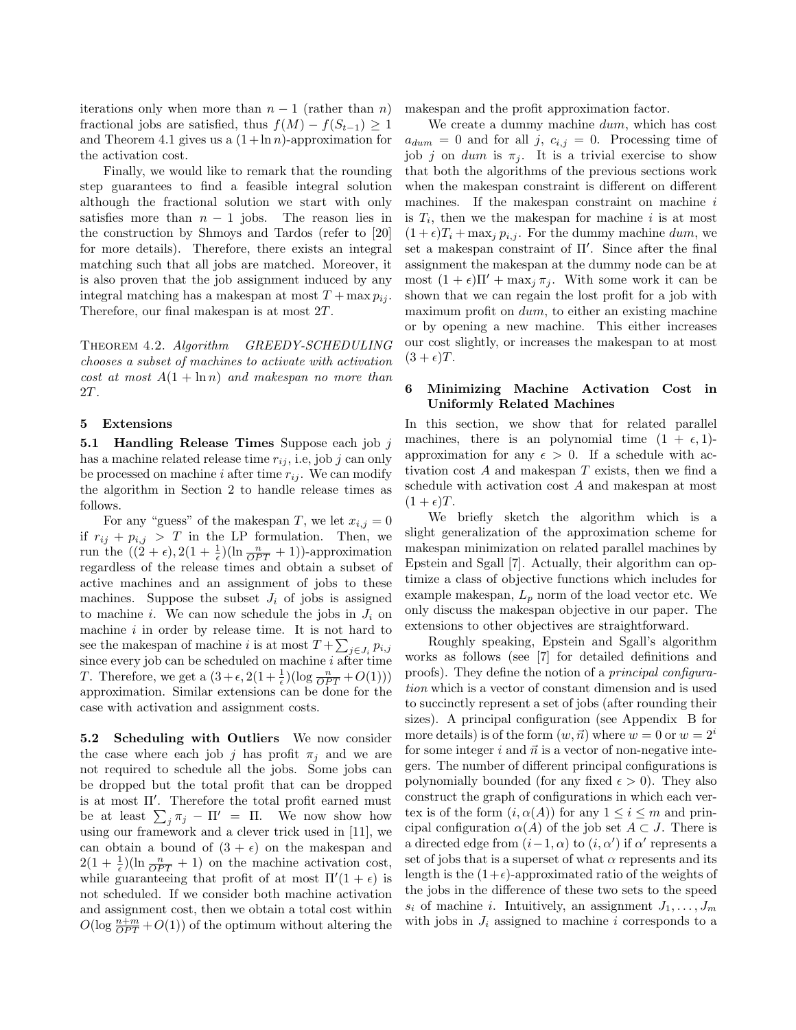iterations only when more than $n-1$ (rather than $n$) fractional jobs are satisfied, thus $f(M) - f(S_{t-1}) \geq 1$ and Theorem 4.1 gives us a $(1+\ln n)$-approximation for the activation cost.

Finally, we would like to remark that the rounding step guarantees to find a feasible integral solution although the fractional solution we start with only satisfies more than $n-1$ jobs. The reason lies in the construction by Shmoys and Tardos (refer to [20] for more details). Therefore, there exists an integral matching such that all jobs are matched. Moreover, it is also proven that the job assignment induced by any integral matching has a makespan at most $T + \max p_{ij}$. Therefore, our final makespan is at most $2T$.

THEOREM 4.2. *Algorithm GREEDY-SCHEDULING chooses a subset of machines to activate with activation cost at most $A(1+\ln n)$ and makespan no more than $2T$.*

## 5 Extensions

**5.1 Handling Release Times** Suppose each job $j$ has a machine related release time $r_{ij}$, i.e, job $j$ can only be processed on machine $i$ after time $r_{ij}$. We can modify the algorithm in Section 2 to handle release times as follows.

For any "guess" of the makespan $T$, we let $x_{i,j} = 0$ if $r_{ij} + p_{i,j} > T$ in the LP formulation. Then, we run the $((2+\epsilon), 2(1+\frac{1}{\epsilon})(\ln \frac{n}{OPT} + 1))$-approximation regardless of the release times and obtain a subset of active machines and an assignment of jobs to these machines. Suppose the subset $J_i$ of jobs is assigned to machine $i$. We can now schedule the jobs in $J_i$ on machine $i$ in order by release time. It is not hard to see the makespan of machine $i$ is at most $T + \sum_{j \in J_i} p_{i,j}$ since every job can be scheduled on machine $i$ after time $T$. Therefore, we get a $(3+\epsilon, 2(1+\frac{1}{\epsilon})(\log \frac{n}{OPT} + O(1)))$ approximation. Similar extensions can be done for the case with activation and assignment costs.

**5.2 Scheduling with Outliers** We now consider the case where each job $j$ has profit $\pi_j$ and we are not required to schedule all the jobs. Some jobs can be dropped but the total profit that can be dropped is at most $\Pi'$. Therefore the total profit earned must be at least $\sum_j \pi_j - \Pi' = \Pi$. We now show how using our framework and a clever trick used in [11], we can obtain a bound of $(3+\epsilon)$ on the makespan and $2(1+\frac{1}{\epsilon})(\ln \frac{n}{OPT} + 1)$ on the machine activation cost, while guaranteeing that profit of at most $\Pi'(1+\epsilon)$ is not scheduled. If we consider both machine activation and assignment cost, then we obtain a total cost within $O(\log \frac{n+m}{OPT} + O(1))$ of the optimum without altering the makespan and the profit approximation factor.

We create a dummy machine $dum$, which has cost $a_{dum} = 0$ and for all $j$, $c_{i,j} = 0$. Processing time of job $j$ on $dum$ is $\pi_j$. It is a trivial exercise to show that both the algorithms of the previous sections work when the makespan constraint is different on different machines. If the makespan constraint on machine $i$ is $T_i$, then we the makespan for machine $i$ is at most $(1+\epsilon)T_i + \max_j p_{i,j}$. For the dummy machine $dum$, we set a makespan constraint of $\Pi'$. Since after the final assignment the makespan at the dummy node can be at most $(1+\epsilon)\Pi' + \max_j \pi_j$. With some work it can be shown that we can regain the lost profit for a job with maximum profit on $dum$, to either an existing machine or by opening a new machine. This either increases our cost slightly, or increases the makespan to at most $(3+\epsilon)T$.

## 6 Minimizing Machine Activation Cost in Uniformly Related Machines

In this section, we show that for related parallel machines, there is an polynomial time $(1+\epsilon, 1)$-approximation for any $\epsilon > 0$. If a schedule with activation cost $A$ and makespan $T$ exists, then we find a schedule with activation cost $A$ and makespan at most $(1+\epsilon)T$.

We briefly sketch the algorithm which is a slight generalization of the approximation scheme for makespan minimization on related parallel machines by Epstein and Sgall [7]. Actually, their algorithm can optimize a class of objective functions which includes for example makespan, $L_p$ norm of the load vector etc. We only discuss the makespan objective in our paper. The extensions to other objectives are straightforward.

Roughly speaking, Epstein and Sgall's algorithm works as follows (see [7] for detailed definitions and proofs). They define the notion of a *principal configuration* which is a vector of constant dimension and is used to succinctly represent a set of jobs (after rounding their sizes). A principal configuration (see Appendix B for more details) is of the form $(w, \vec{n})$ where $w = 0$ or $w = 2^i$ for some integer $i$ and $\vec{n}$ is a vector of non-negative integers. The number of different principal configurations is polynomially bounded (for any fixed $\epsilon > 0$). They also construct the graph of configurations in which each vertex is of the form $(i, \alpha(A))$ for any $1 \leq i \leq m$ and principal configuration $\alpha(A)$ of the job set $A \subset J$. There is a directed edge from $(i-1, \alpha)$ to $(i, \alpha')$ if $\alpha'$ represents a set of jobs that is a superset of what $\alpha$ represents and its length is the $(1+\epsilon)$-approximated ratio of the weights of the jobs in the difference of these two sets to the speed $s_i$ of machine $i$. Intuitively, an assignment $J_1, \ldots, J_m$ with jobs in $J_i$ assigned to machine $i$ corresponds to a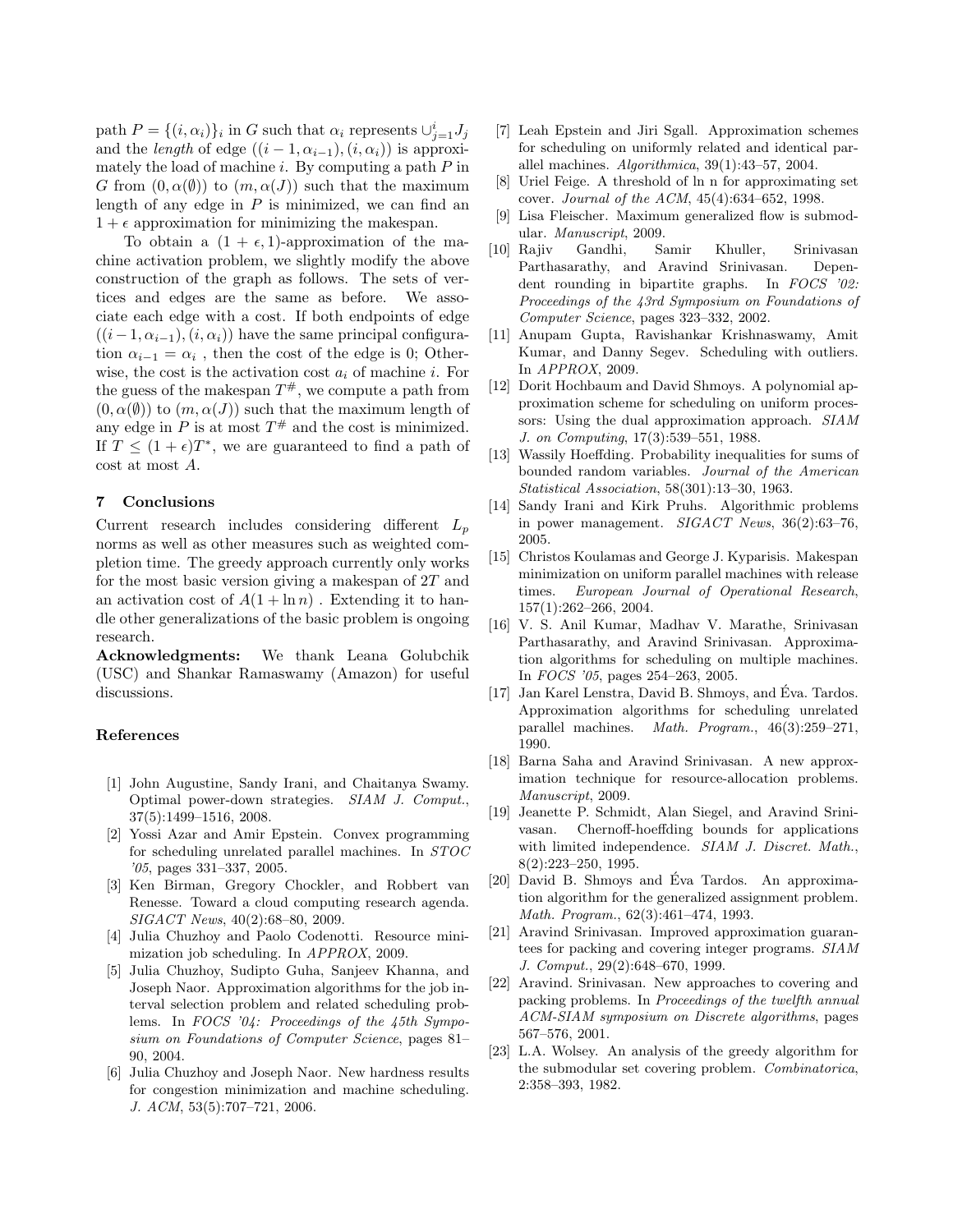path $P = \{(i, \alpha_i)\}_i$ in $G$ such that $\alpha_i$ represents $\cup_{j=1}^{i} J_j$ and the *length* of edge $((i-1, \alpha_{i-1}), (i, \alpha_i))$ is approximately the load of machine $i$. By computing a path $P$ in $G$ from $(0, \alpha(\emptyset))$ to $(m, \alpha(J))$ such that the maximum length of any edge in $P$ is minimized, we can find an $1 + \epsilon$ approximation for minimizing the makespan.

To obtain a $(1 + \epsilon, 1)$-approximation of the machine activation problem, we slightly modify the above construction of the graph as follows. The sets of vertices and edges are the same as before. We associate each edge with a cost. If both endpoints of edge $((i-1, \alpha_{i-1}), (i, \alpha_i))$ have the same principal configuration $\alpha_{i-1} = \alpha_i$ , then the cost of the edge is 0; Otherwise, the cost is the activation cost $a_i$ of machine $i$. For the guess of the makespan $T^{\#}$, we compute a path from $(0, \alpha(\emptyset))$ to $(m, \alpha(J))$ such that the maximum length of any edge in $P$ is at most $T^{\#}$ and the cost is minimized. If $T \leq (1 + \epsilon)T^*$, we are guaranteed to find a path of cost at most $A$.

## 7 Conclusions

Current research includes considering different $L_p$ norms as well as other measures such as weighted completion time. The greedy approach currently only works for the most basic version giving a makespan of $2T$ and an activation cost of $A(1 + \ln n)$ . Extending it to handle other generalizations of the basic problem is ongoing research.

**Acknowledgments:** We thank Leana Golubchik (USC) and Shankar Ramaswamy (Amazon) for useful discussions.

## References

[1] John Augustine, Sandy Irani, and Chaitanya Swamy. Optimal power-down strategies. *SIAM J. Comput.*, 37(5):1499–1516, 2008.

[2] Yossi Azar and Amir Epstein. Convex programming for scheduling unrelated parallel machines. In *STOC '05*, pages 331–337, 2005.

[3] Ken Birman, Gregory Chockler, and Robbert van Renesse. Toward a cloud computing research agenda. *SIGACT News*, 40(2):68–80, 2009.

[4] Julia Chuzhoy and Paolo Codenotti. Resource minimization job scheduling. In *APPROX*, 2009.

[5] Julia Chuzhoy, Sudipto Guha, Sanjeev Khanna, and Joseph Naor. Approximation algorithms for the job interval selection problem and related scheduling problems. In *FOCS '04: Proceedings of the 45th Symposium on Foundations of Computer Science*, pages 81–90, 2004.

[6] Julia Chuzhoy and Joseph Naor. New hardness results for congestion minimization and machine scheduling. *J. ACM*, 53(5):707–721, 2006.

[7] Leah Epstein and Jiri Sgall. Approximation schemes for scheduling on uniformly related and identical parallel machines. *Algorithmica*, 39(1):43–57, 2004.

[8] Uriel Feige. A threshold of ln n for approximating set cover. *Journal of the ACM*, 45(4):634–652, 1998.

[9] Lisa Fleischer. Maximum generalized flow is submodular. *Manuscript*, 2009.

[10] Rajiv Gandhi, Samir Khuller, Srinivasan Parthasarathy, and Aravind Srinivasan. Dependent rounding in bipartite graphs. In *FOCS '02: Proceedings of the 43rd Symposium on Foundations of Computer Science*, pages 323–332, 2002.

[11] Anupam Gupta, Ravishankar Krishnaswamy, Amit Kumar, and Danny Segev. Scheduling with outliers. In *APPROX*, 2009.

[12] Dorit Hochbaum and David Shmoys. A polynomial approximation scheme for scheduling on uniform processors: Using the dual approximation approach. *SIAM J. on Computing*, 17(3):539–551, 1988.

[13] Wassily Hoeffding. Probability inequalities for sums of bounded random variables. *Journal of the American Statistical Association*, 58(301):13–30, 1963.

[14] Sandy Irani and Kirk Pruhs. Algorithmic problems in power management. *SIGACT News*, 36(2):63–76, 2005.

[15] Christos Koulamas and George J. Kyparisis. Makespan minimization on uniform parallel machines with release times. *European Journal of Operational Research*, 157(1):262–266, 2004.

[16] V. S. Anil Kumar, Madhav V. Marathe, Srinivasan Parthasarathy, and Aravind Srinivasan. Approximation algorithms for scheduling on multiple machines. In *FOCS '05*, pages 254–263, 2005.

[17] Jan Karel Lenstra, David B. Shmoys, and Éva. Tardos. Approximation algorithms for scheduling unrelated parallel machines. *Math. Program.*, 46(3):259–271, 1990.

[18] Barna Saha and Aravind Srinivasan. A new approximation technique for resource-allocation problems. *Manuscript*, 2009.

[19] Jeanette P. Schmidt, Alan Siegel, and Aravind Srinivasan. Chernoff-hoeffding bounds for applications with limited independence. *SIAM J. Discret. Math.*, 8(2):223–250, 1995.

[20] David B. Shmoys and Éva Tardos. An approximation algorithm for the generalized assignment problem. *Math. Program.*, 62(3):461–474, 1993.

[21] Aravind Srinivasan. Improved approximation guarantees for packing and covering integer programs. *SIAM J. Comput.*, 29(2):648–670, 1999.

[22] Aravind. Srinivasan. New approaches to covering and packing problems. In *Proceedings of the twelfth annual ACM-SIAM symposium on Discrete algorithms*, pages 567–576, 2001.

[23] L.A. Wolsey. An analysis of the greedy algorithm for the submodular set covering problem. *Combinatorica*, 2:358–393, 1982.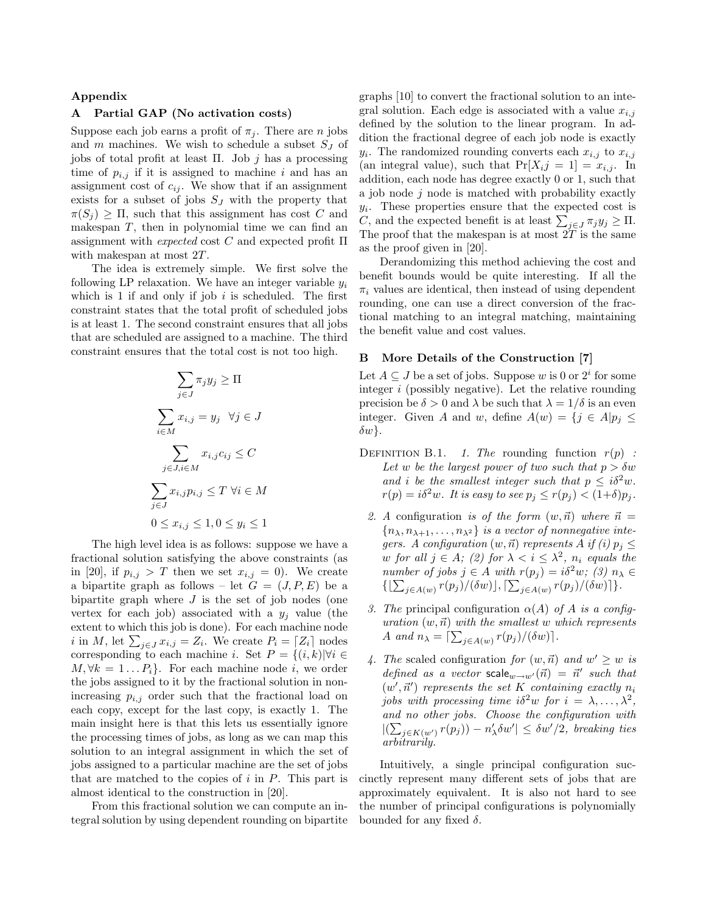## Appendix

### A Partial GAP (No activation costs)

Suppose each job earns a profit of $\pi_j$. There are $n$ jobs and $m$ machines. We wish to schedule a subset $S_J$ of jobs of total profit at least $\Pi$. Job $j$ has a processing time of $p_{i,j}$ if it is assigned to machine $i$ and has an assignment cost of $c_{ij}$. We show that if an assignment exists for a subset of jobs $S_J$ with the property that $\pi(S_j) \geq \Pi$, such that this assignment has cost $C$ and makespan $T$, then in polynomial time we can find an assignment with *expected* cost $C$ and expected profit $\Pi$ with makespan at most $2T$.

The idea is extremely simple. We first solve the following LP relaxation. We have an integer variable $y_i$ which is 1 if and only if job $i$ is scheduled. The first constraint states that the total profit of scheduled jobs is at least 1. The second constraint ensures that all jobs that are scheduled are assigned to a machine. The third constraint ensures that the total cost is not too high.

$$\sum_{j \in J} \pi_j y_j \geq \Pi$$

$$\sum_{i \in M} x_{i,j} = y_j \quad \forall j \in J$$

$$\sum_{j \in J, i \in M} x_{i,j} c_{ij} \leq C$$

$$\sum_{j \in J} x_{i,j} p_{i,j} \leq T \;\; \forall i \in M$$

$$0 \leq x_{i,j} \leq 1, 0 \leq y_i \leq 1$$

The high level idea is as follows: suppose we have a fractional solution satisfying the above constraints (as in [20], if $p_{i,j} > T$ then we set $x_{i,j} = 0$). We create a bipartite graph as follows – let $G = (J, P, E)$ be a bipartite graph where $J$ is the set of job nodes (one vertex for each job) associated with a $y_j$ value (the extent to which this job is done). For each machine node $i$ in $M$, let $\sum_{j \in J} x_{i,j} = Z_i$. We create $P_i = \lceil Z_i \rceil$ nodes corresponding to each machine $i$. Set $P = \{(i,k) | \forall i \in M, \forall k = 1 \dots P_i\}$. For each machine node $i$, we order the jobs assigned to it by the fractional solution in non-increasing $p_{i,j}$ order such that the fractional load on each copy, except for the last copy, is exactly 1. The main insight here is that this lets us essentially ignore the processing times of jobs, as long as we can map this solution to an integral assignment in which the set of jobs assigned to a particular machine are the set of jobs that are matched to the copies of $i$ in $P$. This part is almost identical to the construction in [20].

From this fractional solution we can compute an integral solution by using dependent rounding on bipartite graphs [10] to convert the fractional solution to an integral solution. Each edge is associated with a value $x_{i,j}$ defined by the solution to the linear program. In addition the fractional degree of each job node is exactly $y_i$. The randomized rounding converts each $x_{i,j}$ to $x_{i,j}$ (an integral value), such that $\Pr[X_i j = 1] = x_{i,j}$. In addition, each node has degree exactly 0 or 1, such that a job node $j$ node is matched with probability exactly $y_i$. These properties ensure that the expected cost is $C$, and the expected benefit is at least $\sum_{j \in J} \pi_j y_j \geq \Pi$. The proof that the makespan is at most $2T$ is the same as the proof given in [20].

Derandomizing this method achieving the cost and benefit bounds would be quite interesting. If all the $\pi_i$ values are identical, then instead of using dependent rounding, one can use a direct conversion of the fractional matching to an integral matching, maintaining the benefit value and cost values.

### B More Details of the Construction [7]

Let $A \subseteq J$ be a set of jobs. Suppose $w$ is 0 or $2^i$ for some integer $i$ (possibly negative). Let the relative rounding precision be $\delta > 0$ and $\lambda$ be such that $\lambda = 1/\delta$ is an even integer. Given $A$ and $w$, define $A(w) = \{j \in A | p_j \leq \delta w\}$.

Definition B.1. *1. The* rounding function $r(p)$ *: Let $w$ be the largest power of two such that $p > \delta w$ and $i$ be the smallest integer such that $p \leq i\delta^2 w$. $r(p) = i\delta^2 w$. It is easy to see $p_j \leq r(p_j) < (1+\delta)p_j$.*

2. *A* configuration *is of the form $(w, \vec{n})$ where $\vec{n} = \{n_\lambda, n_{\lambda+1}, \dots, n_{\lambda^2}\}$ is a vector of nonnegative integers. A configuration $(w, \vec{n})$ represents $A$ if (i) $p_j \leq w$ for all $j \in A$; (2) for $\lambda < i \leq \lambda^2$, $n_i$ equals the number of jobs $j \in A$ with $r(p_j) = i\delta^2 w$; (3) $n_\lambda \in \{\lfloor \sum_{j \in A(w)} r(p_j)/(\delta w) \rfloor, \lceil \sum_{j \in A(w)} r(p_j)/(\delta w) \rceil\}$.*

3. *The* principal configuration $\alpha(A)$ *of $A$ is a configuration $(w, \vec{n})$ with the smallest $w$ which represents $A$ and $n_\lambda = \lceil \sum_{j \in A(w)} r(p_j)/(\delta w) \rceil$.*

4. *The* scaled configuration *for $(w, \vec{n})$ and $w' \geq w$ is defined as a vector $\mathsf{scale}_{w \to w'}(\vec{n}) = \vec{n}'$ such that $(w', \vec{n}')$ represents the set $K$ containing exactly $n_i$ jobs with processing time $i\delta^2 w$ for $i = \lambda, \dots, \lambda^2$, and no other jobs. Choose the configuration with $|(\sum_{j \in K(w')} r(p_j)) - n'_\lambda \delta w'| \leq \delta w'/2$, breaking ties arbitrarily.*

Intuitively, a single principal configuration succinctly represent many different sets of jobs that are approximately equivalent. It is also not hard to see the number of principal configurations is polynomially bounded for any fixed $\delta$.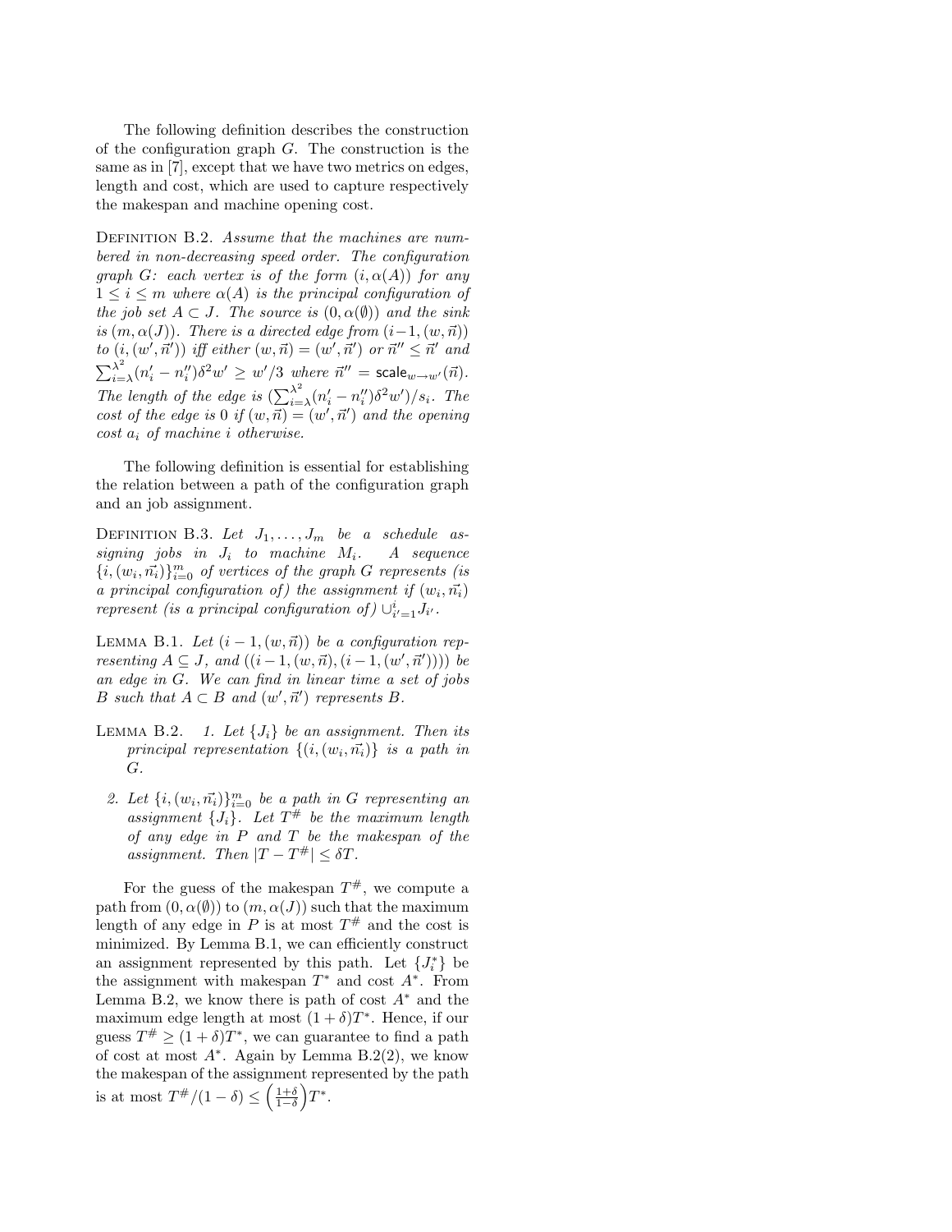The following definition describes the construction of the configuration graph $G$. The construction is the same as in [7], except that we have two metrics on edges, length and cost, which are used to capture respectively the makespan and machine opening cost.

Definition B.2. *Assume that the machines are numbered in non-decreasing speed order. The configuration graph $G$: each vertex is of the form $(i, \alpha(A))$ for any $1 \le i \le m$ where $\alpha(A)$ is the principal configuration of the job set $A \subset J$. The source is $(0, \alpha(\emptyset))$ and the sink is $(m, \alpha(J))$. There is a directed edge from $(i-1, (w, \vec{n}))$ to $(i, (w', \vec{n}'))$ iff either $(w, \vec{n}) = (w', \vec{n}')$ or $\vec{n}'' \le \vec{n}'$ and $\sum_{i=\lambda}^{\lambda^2} (n'_i - n''_i)\delta^2 w' \ge w'/3$ where $\vec{n}'' = \mathsf{scale}_{w \to w'}(\vec{n})$. The length of the edge is $(\sum_{i=\lambda}^{\lambda^2} (n'_i - n''_i)\delta^2 w')/s_i$. The cost of the edge is 0 if $(w, \vec{n}) = (w', \vec{n}')$ and the opening cost $a_i$ of machine $i$ otherwise.*

The following definition is essential for establishing the relation between a path of the configuration graph and an job assignment.

Definition B.3. *Let $J_1, \ldots, J_m$ be a schedule assigning jobs in $J_i$ to machine $M_i$. A sequence $\{i, (w_i, \vec{n_i})\}_{i=0}^m$ of vertices of the graph $G$ represents (is a principal configuration of) the assignment if $(w_i, \vec{n_i})$ represent (is a principal configuration of) $\cup_{i'=1}^{i} J_{i'}$.*

Lemma B.1. *Let $(i-1, (w, \vec{n}))$ be a configuration representing $A \subseteq J$, and $((i-1, (w, \vec{n}), (i-1, (w', \vec{n}'))))$ be an edge in $G$. We can find in linear time a set of jobs $B$ such that $A \subset B$ and $(w', \vec{n}')$ represents $B$.*

Lemma B.2.

1. *Let $\{J_i\}$ be an assignment. Then its principal representation $\{(i, (w_i, \vec{n_i})\}$ is a path in $G$.*
2. *Let $\{i, (w_i, \vec{n_i})\}_{i=0}^m$ be a path in $G$ representing an assignment $\{J_i\}$. Let $T^\#$ be the maximum length of any edge in $P$ and $T$ be the makespan of the assignment. Then $|T - T^\#| \le \delta T$.*

For the guess of the makespan $T^\#$, we compute a path from $(0, \alpha(\emptyset))$ to $(m, \alpha(J))$ such that the maximum length of any edge in $P$ is at most $T^\#$ and the cost is minimized. By Lemma B.1, we can efficiently construct an assignment represented by this path. Let $\{J_i^*\}$ be the assignment with makespan $T^*$ and cost $A^*$. From Lemma B.2, we know there is path of cost $A^*$ and the maximum edge length at most $(1+\delta)T^*$. Hence, if our guess $T^\# \ge (1+\delta)T^*$, we can guarantee to find a path of cost at most $A^*$. Again by Lemma B.2(2), we know the makespan of the assignment represented by the path is at most $T^\#/(1-\delta) \le \left(\frac{1+\delta}{1-\delta}\right)T^*$.